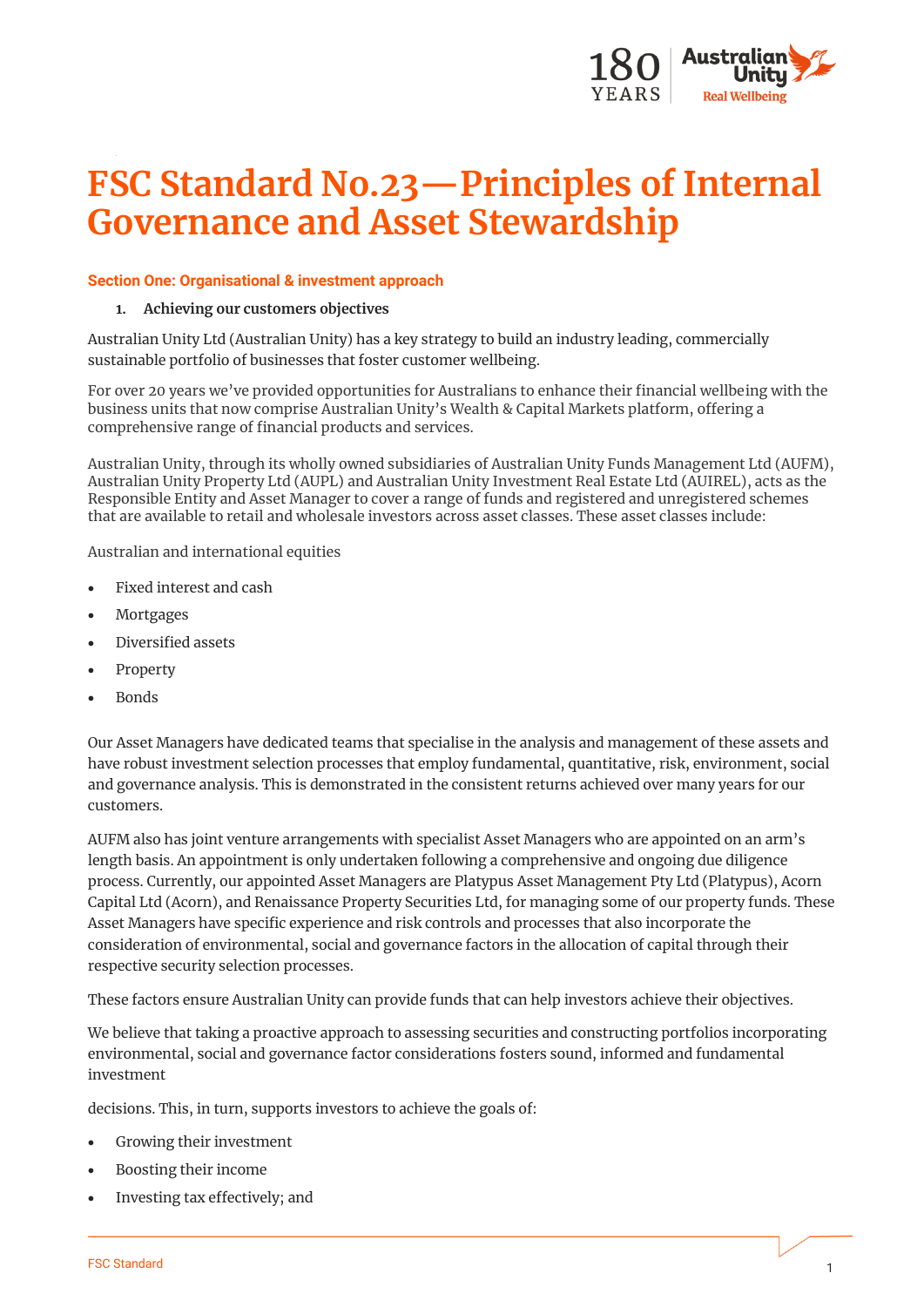# FSC Standard No.23—Principles of Internal Governance and Asset Stewardship

**Section One: Organisational & investment approach**

1. **Achieving our customers objectives**

Australian Unity Ltd (Australian Unity) has a key strategy to build an industry leading, commercially sustainable portfolio of businesses that foster customer wellbeing.

For over 20 years we've provided opportunities for Australians to enhance their financial wellbeing with the business units that now comprise Australian Unity's Wealth & Capital Markets platform, offering a comprehensive range of financial products and services.

Australian Unity, through its wholly owned subsidiaries of Australian Unity Funds Management Ltd (AUFM), Australian Unity Property Ltd (AUPL) and Australian Unity Investment Real Estate Ltd (AUIREL), acts as the Responsible Entity and Asset Manager to cover a range of funds and registered and unregistered schemes that are available to retail and wholesale investors across asset classes. These asset classes include:

Australian and international equities

- Fixed interest and cash
- Mortgages
- Diversified assets
- Property
- Bonds

Our Asset Managers have dedicated teams that specialise in the analysis and management of these assets and have robust investment selection processes that employ fundamental, quantitative, risk, environment, social and governance analysis. This is demonstrated in the consistent returns achieved over many years for our customers.

AUFM also has joint venture arrangements with specialist Asset Managers who are appointed on an arm's length basis. An appointment is only undertaken following a comprehensive and ongoing due diligence process. Currently, our appointed Asset Managers are Platypus Asset Management Pty Ltd (Platypus), Acorn Capital Ltd (Acorn), and Renaissance Property Securities Ltd, for managing some of our property funds. These Asset Managers have specific experience and risk controls and processes that also incorporate the consideration of environmental, social and governance factors in the allocation of capital through their respective security selection processes.

These factors ensure Australian Unity can provide funds that can help investors achieve their objectives.

We believe that taking a proactive approach to assessing securities and constructing portfolios incorporating environmental, social and governance factor considerations fosters sound, informed and fundamental investment

decisions. This, in turn, supports investors to achieve the goals of:

- Growing their investment
- Boosting their income
- Investing tax effectively; and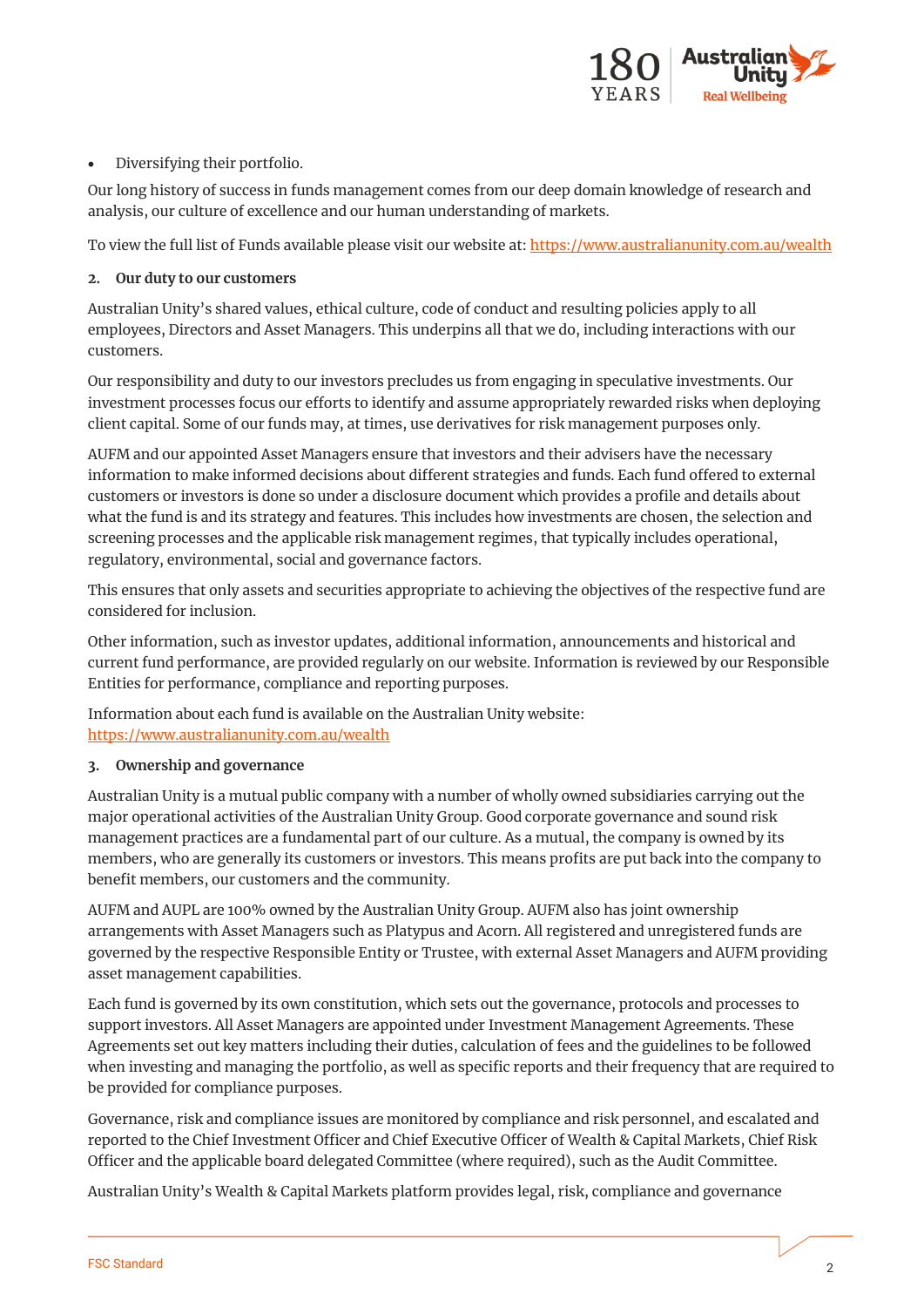- Diversifying their portfolio.

Our long history of success in funds management comes from our deep domain knowledge of research and analysis, our culture of excellence and our human understanding of markets.

To view the full list of Funds available please visit our website at: https://www.australianunity.com.au/wealth

## 2. Our duty to our customers

Australian Unity's shared values, ethical culture, code of conduct and resulting policies apply to all employees, Directors and Asset Managers. This underpins all that we do, including interactions with our customers.

Our responsibility and duty to our investors precludes us from engaging in speculative investments. Our investment processes focus our efforts to identify and assume appropriately rewarded risks when deploying client capital. Some of our funds may, at times, use derivatives for risk management purposes only.

AUFM and our appointed Asset Managers ensure that investors and their advisers have the necessary information to make informed decisions about different strategies and funds. Each fund offered to external customers or investors is done so under a disclosure document which provides a profile and details about what the fund is and its strategy and features. This includes how investments are chosen, the selection and screening processes and the applicable risk management regimes, that typically includes operational, regulatory, environmental, social and governance factors.

This ensures that only assets and securities appropriate to achieving the objectives of the respective fund are considered for inclusion.

Other information, such as investor updates, additional information, announcements and historical and current fund performance, are provided regularly on our website. Information is reviewed by our Responsible Entities for performance, compliance and reporting purposes.

Information about each fund is available on the Australian Unity website: https://www.australianunity.com.au/wealth

## 3. Ownership and governance

Australian Unity is a mutual public company with a number of wholly owned subsidiaries carrying out the major operational activities of the Australian Unity Group. Good corporate governance and sound risk management practices are a fundamental part of our culture. As a mutual, the company is owned by its members, who are generally its customers or investors. This means profits are put back into the company to benefit members, our customers and the community.

AUFM and AUPL are 100% owned by the Australian Unity Group. AUFM also has joint ownership arrangements with Asset Managers such as Platypus and Acorn. All registered and unregistered funds are governed by the respective Responsible Entity or Trustee, with external Asset Managers and AUFM providing asset management capabilities.

Each fund is governed by its own constitution, which sets out the governance, protocols and processes to support investors. All Asset Managers are appointed under Investment Management Agreements. These Agreements set out key matters including their duties, calculation of fees and the guidelines to be followed when investing and managing the portfolio, as well as specific reports and their frequency that are required to be provided for compliance purposes.

Governance, risk and compliance issues are monitored by compliance and risk personnel, and escalated and reported to the Chief Investment Officer and Chief Executive Officer of Wealth & Capital Markets, Chief Risk Officer and the applicable board delegated Committee (where required), such as the Audit Committee.

Australian Unity's Wealth & Capital Markets platform provides legal, risk, compliance and governance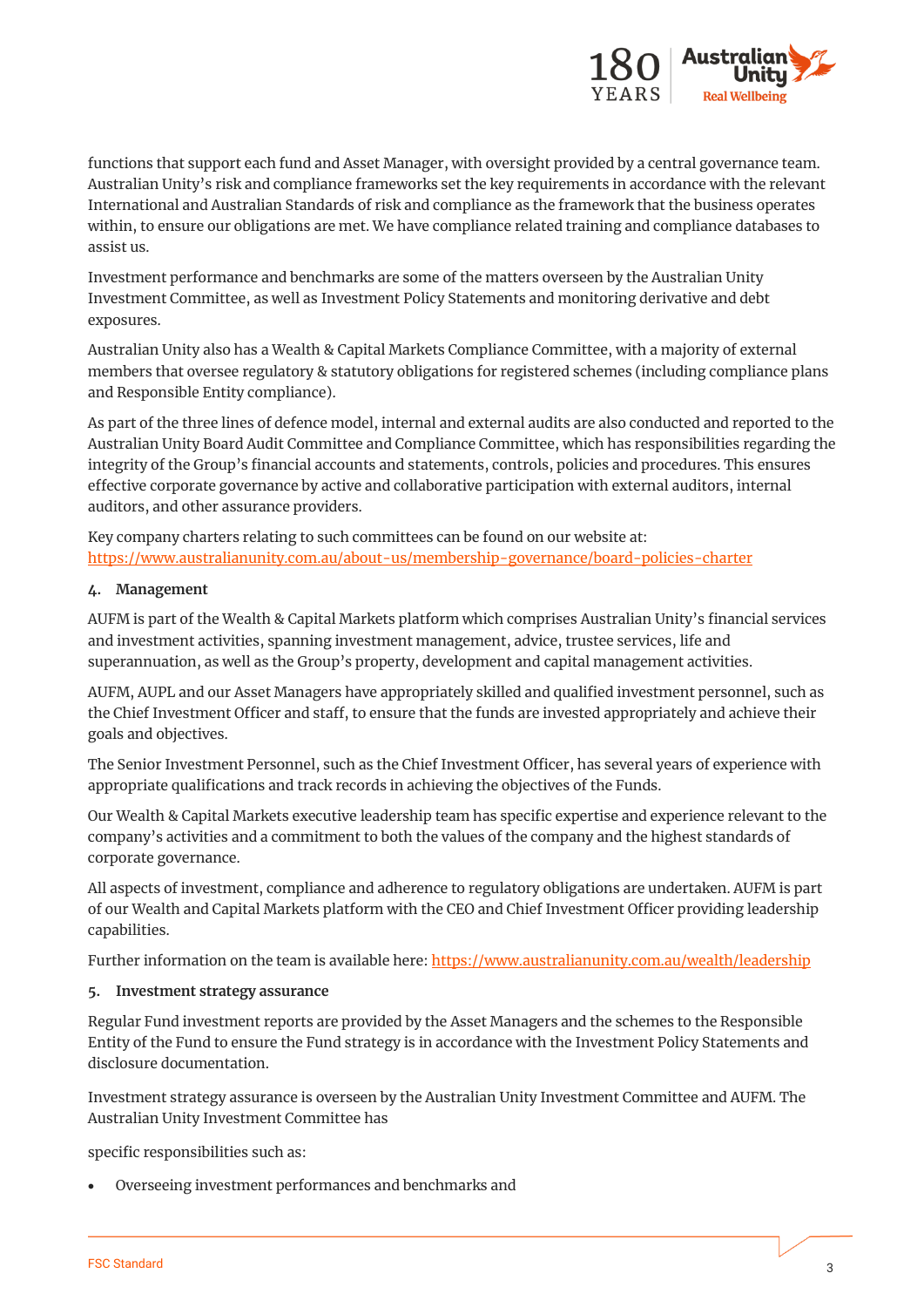functions that support each fund and Asset Manager, with oversight provided by a central governance team. Australian Unity's risk and compliance frameworks set the key requirements in accordance with the relevant International and Australian Standards of risk and compliance as the framework that the business operates within, to ensure our obligations are met. We have compliance related training and compliance databases to assist us.

Investment performance and benchmarks are some of the matters overseen by the Australian Unity Investment Committee, as well as Investment Policy Statements and monitoring derivative and debt exposures.

Australian Unity also has a Wealth & Capital Markets Compliance Committee, with a majority of external members that oversee regulatory & statutory obligations for registered schemes (including compliance plans and Responsible Entity compliance).

As part of the three lines of defence model, internal and external audits are also conducted and reported to the Australian Unity Board Audit Committee and Compliance Committee, which has responsibilities regarding the integrity of the Group's financial accounts and statements, controls, policies and procedures. This ensures effective corporate governance by active and collaborative participation with external auditors, internal auditors, and other assurance providers.

Key company charters relating to such committees can be found on our website at: https://www.australianunity.com.au/about-us/membership-governance/board-policies-charter

**4. Management**

AUFM is part of the Wealth & Capital Markets platform which comprises Australian Unity's financial services and investment activities, spanning investment management, advice, trustee services, life and superannuation, as well as the Group's property, development and capital management activities.

AUFM, AUPL and our Asset Managers have appropriately skilled and qualified investment personnel, such as the Chief Investment Officer and staff, to ensure that the funds are invested appropriately and achieve their goals and objectives.

The Senior Investment Personnel, such as the Chief Investment Officer, has several years of experience with appropriate qualifications and track records in achieving the objectives of the Funds.

Our Wealth & Capital Markets executive leadership team has specific expertise and experience relevant to the company's activities and a commitment to both the values of the company and the highest standards of corporate governance.

All aspects of investment, compliance and adherence to regulatory obligations are undertaken. AUFM is part of our Wealth and Capital Markets platform with the CEO and Chief Investment Officer providing leadership capabilities.

Further information on the team is available here: https://www.australianunity.com.au/wealth/leadership

**5. Investment strategy assurance**

Regular Fund investment reports are provided by the Asset Managers and the schemes to the Responsible Entity of the Fund to ensure the Fund strategy is in accordance with the Investment Policy Statements and disclosure documentation.

Investment strategy assurance is overseen by the Australian Unity Investment Committee and AUFM. The Australian Unity Investment Committee has

specific responsibilities such as:

- Overseeing investment performances and benchmarks and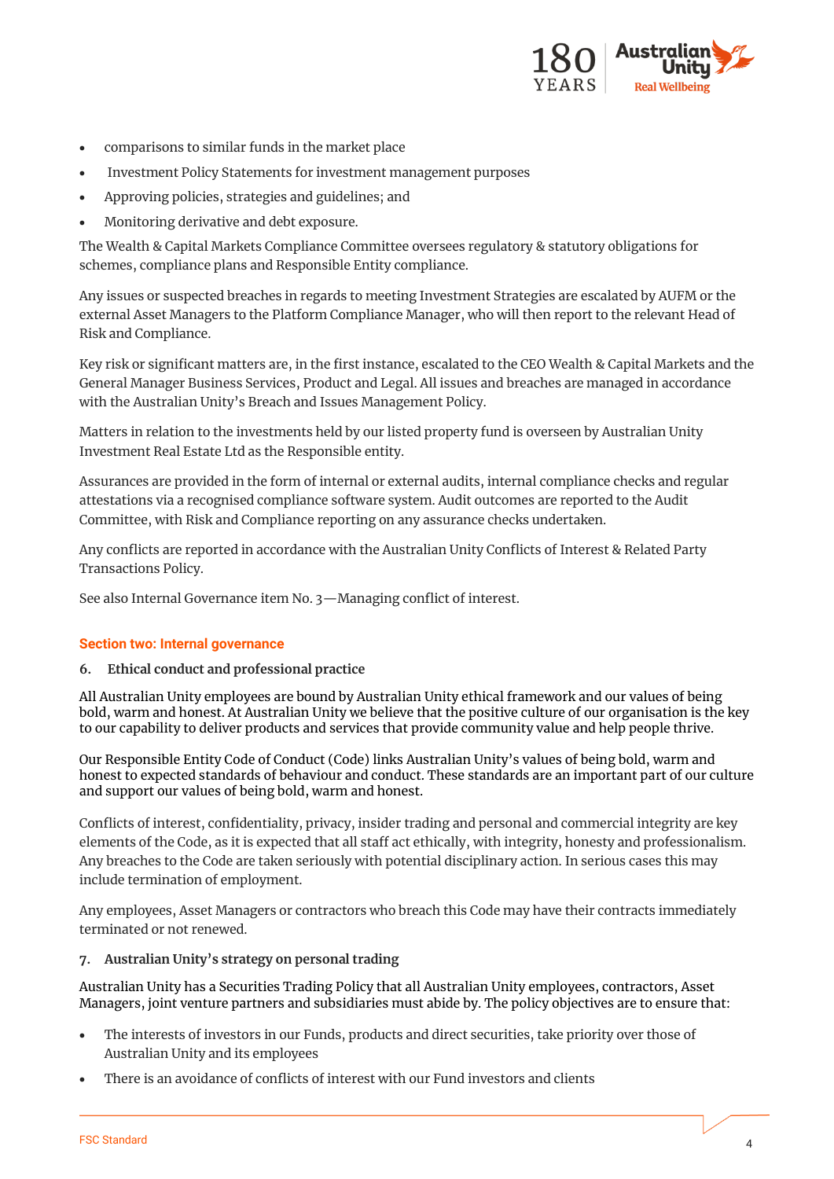- comparisons to similar funds in the market place
- Investment Policy Statements for investment management purposes
- Approving policies, strategies and guidelines; and
- Monitoring derivative and debt exposure.

The Wealth & Capital Markets Compliance Committee oversees regulatory & statutory obligations for schemes, compliance plans and Responsible Entity compliance.

Any issues or suspected breaches in regards to meeting Investment Strategies are escalated by AUFM or the external Asset Managers to the Platform Compliance Manager, who will then report to the relevant Head of Risk and Compliance.

Key risk or significant matters are, in the first instance, escalated to the CEO Wealth & Capital Markets and the General Manager Business Services, Product and Legal. All issues and breaches are managed in accordance with the Australian Unity's Breach and Issues Management Policy.

Matters in relation to the investments held by our listed property fund is overseen by Australian Unity Investment Real Estate Ltd as the Responsible entity.

Assurances are provided in the form of internal or external audits, internal compliance checks and regular attestations via a recognised compliance software system. Audit outcomes are reported to the Audit Committee, with Risk and Compliance reporting on any assurance checks undertaken.

Any conflicts are reported in accordance with the Australian Unity Conflicts of Interest & Related Party Transactions Policy.

See also Internal Governance item No. 3—Managing conflict of interest.

## Section two: Internal governance

### 6. Ethical conduct and professional practice

All Australian Unity employees are bound by Australian Unity ethical framework and our values of being bold, warm and honest. At Australian Unity we believe that the positive culture of our organisation is the key to our capability to deliver products and services that provide community value and help people thrive.

Our Responsible Entity Code of Conduct (Code) links Australian Unity's values of being bold, warm and honest to expected standards of behaviour and conduct. These standards are an important part of our culture and support our values of being bold, warm and honest.

Conflicts of interest, confidentiality, privacy, insider trading and personal and commercial integrity are key elements of the Code, as it is expected that all staff act ethically, with integrity, honesty and professionalism. Any breaches to the Code are taken seriously with potential disciplinary action. In serious cases this may include termination of employment.

Any employees, Asset Managers or contractors who breach this Code may have their contracts immediately terminated or not renewed.

### 7. Australian Unity's strategy on personal trading

Australian Unity has a Securities Trading Policy that all Australian Unity employees, contractors, Asset Managers, joint venture partners and subsidiaries must abide by. The policy objectives are to ensure that:

- The interests of investors in our Funds, products and direct securities, take priority over those of Australian Unity and its employees
- There is an avoidance of conflicts of interest with our Fund investors and clients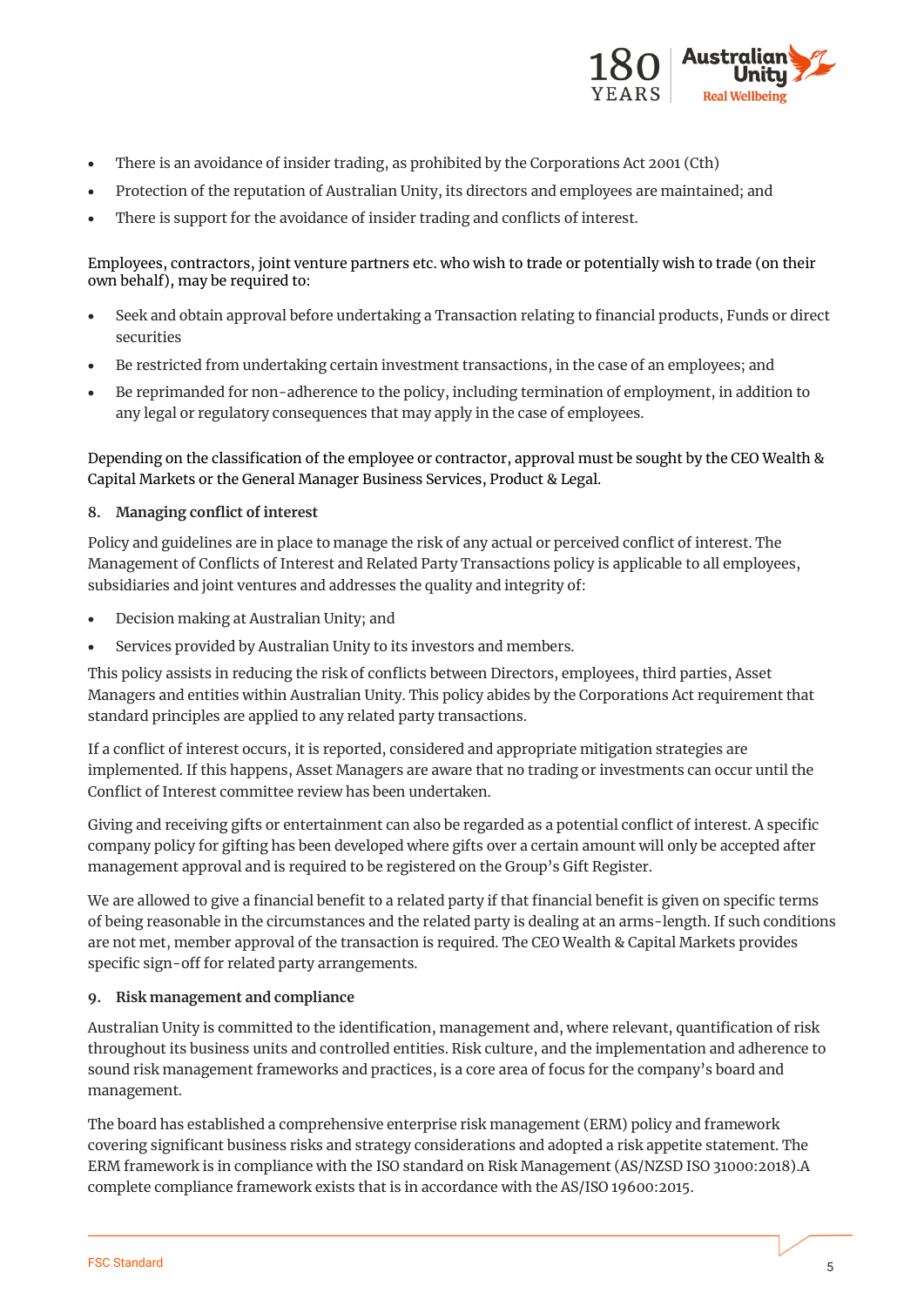- There is an avoidance of insider trading, as prohibited by the Corporations Act 2001 (Cth)
- Protection of the reputation of Australian Unity, its directors and employees are maintained; and
- There is support for the avoidance of insider trading and conflicts of interest.

Employees, contractors, joint venture partners etc. who wish to trade or potentially wish to trade (on their own behalf), may be required to:

- Seek and obtain approval before undertaking a Transaction relating to financial products, Funds or direct securities
- Be restricted from undertaking certain investment transactions, in the case of an employees; and
- Be reprimanded for non-adherence to the policy, including termination of employment, in addition to any legal or regulatory consequences that may apply in the case of employees.

Depending on the classification of the employee or contractor, approval must be sought by the CEO Wealth & Capital Markets or the General Manager Business Services, Product & Legal.

## 8. Managing conflict of interest

Policy and guidelines are in place to manage the risk of any actual or perceived conflict of interest. The Management of Conflicts of Interest and Related Party Transactions policy is applicable to all employees, subsidiaries and joint ventures and addresses the quality and integrity of:

- Decision making at Australian Unity; and
- Services provided by Australian Unity to its investors and members.

This policy assists in reducing the risk of conflicts between Directors, employees, third parties, Asset Managers and entities within Australian Unity. This policy abides by the Corporations Act requirement that standard principles are applied to any related party transactions.

If a conflict of interest occurs, it is reported, considered and appropriate mitigation strategies are implemented. If this happens, Asset Managers are aware that no trading or investments can occur until the Conflict of Interest committee review has been undertaken.

Giving and receiving gifts or entertainment can also be regarded as a potential conflict of interest. A specific company policy for gifting has been developed where gifts over a certain amount will only be accepted after management approval and is required to be registered on the Group's Gift Register.

We are allowed to give a financial benefit to a related party if that financial benefit is given on specific terms of being reasonable in the circumstances and the related party is dealing at an arms-length. If such conditions are not met, member approval of the transaction is required. The CEO Wealth & Capital Markets provides specific sign-off for related party arrangements.

## 9. Risk management and compliance

Australian Unity is committed to the identification, management and, where relevant, quantification of risk throughout its business units and controlled entities. Risk culture, and the implementation and adherence to sound risk management frameworks and practices, is a core area of focus for the company's board and management.

The board has established a comprehensive enterprise risk management (ERM) policy and framework covering significant business risks and strategy considerations and adopted a risk appetite statement. The ERM framework is in compliance with the ISO standard on Risk Management (AS/NZSD ISO 31000:2018).A complete compliance framework exists that is in accordance with the AS/ISO 19600:2015.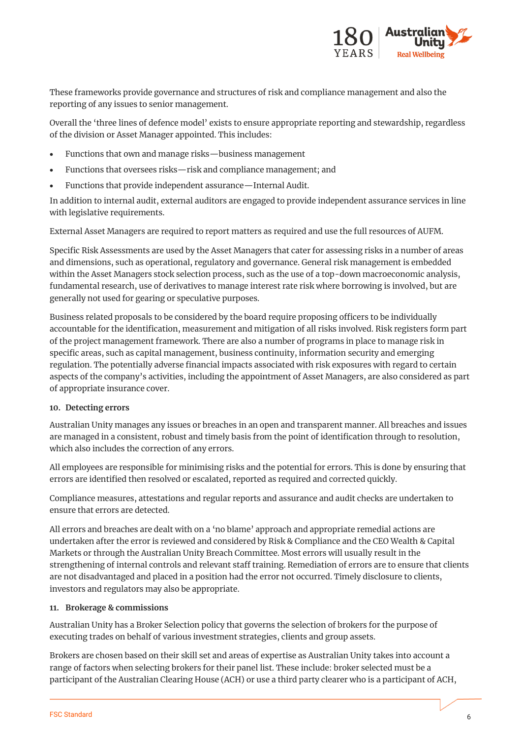These frameworks provide governance and structures of risk and compliance management and also the reporting of any issues to senior management.

Overall the 'three lines of defence model' exists to ensure appropriate reporting and stewardship, regardless of the division or Asset Manager appointed. This includes:

- Functions that own and manage risks—business management
- Functions that oversees risks—risk and compliance management; and
- Functions that provide independent assurance—Internal Audit.

In addition to internal audit, external auditors are engaged to provide independent assurance services in line with legislative requirements.

External Asset Managers are required to report matters as required and use the full resources of AUFM.

Specific Risk Assessments are used by the Asset Managers that cater for assessing risks in a number of areas and dimensions, such as operational, regulatory and governance. General risk management is embedded within the Asset Managers stock selection process, such as the use of a top-down macroeconomic analysis, fundamental research, use of derivatives to manage interest rate risk where borrowing is involved, but are generally not used for gearing or speculative purposes.

Business related proposals to be considered by the board require proposing officers to be individually accountable for the identification, measurement and mitigation of all risks involved. Risk registers form part of the project management framework. There are also a number of programs in place to manage risk in specific areas, such as capital management, business continuity, information security and emerging regulation. The potentially adverse financial impacts associated with risk exposures with regard to certain aspects of the company's activities, including the appointment of Asset Managers, are also considered as part of appropriate insurance cover.

**10. Detecting errors**

Australian Unity manages any issues or breaches in an open and transparent manner. All breaches and issues are managed in a consistent, robust and timely basis from the point of identification through to resolution, which also includes the correction of any errors.

All employees are responsible for minimising risks and the potential for errors. This is done by ensuring that errors are identified then resolved or escalated, reported as required and corrected quickly.

Compliance measures, attestations and regular reports and assurance and audit checks are undertaken to ensure that errors are detected.

All errors and breaches are dealt with on a 'no blame' approach and appropriate remedial actions are undertaken after the error is reviewed and considered by Risk & Compliance and the CEO Wealth & Capital Markets or through the Australian Unity Breach Committee. Most errors will usually result in the strengthening of internal controls and relevant staff training. Remediation of errors are to ensure that clients are not disadvantaged and placed in a position had the error not occurred. Timely disclosure to clients, investors and regulators may also be appropriate.

**11. Brokerage & commissions**

Australian Unity has a Broker Selection policy that governs the selection of brokers for the purpose of executing trades on behalf of various investment strategies, clients and group assets.

Brokers are chosen based on their skill set and areas of expertise as Australian Unity takes into account a range of factors when selecting brokers for their panel list. These include: broker selected must be a participant of the Australian Clearing House (ACH) or use a third party clearer who is a participant of ACH,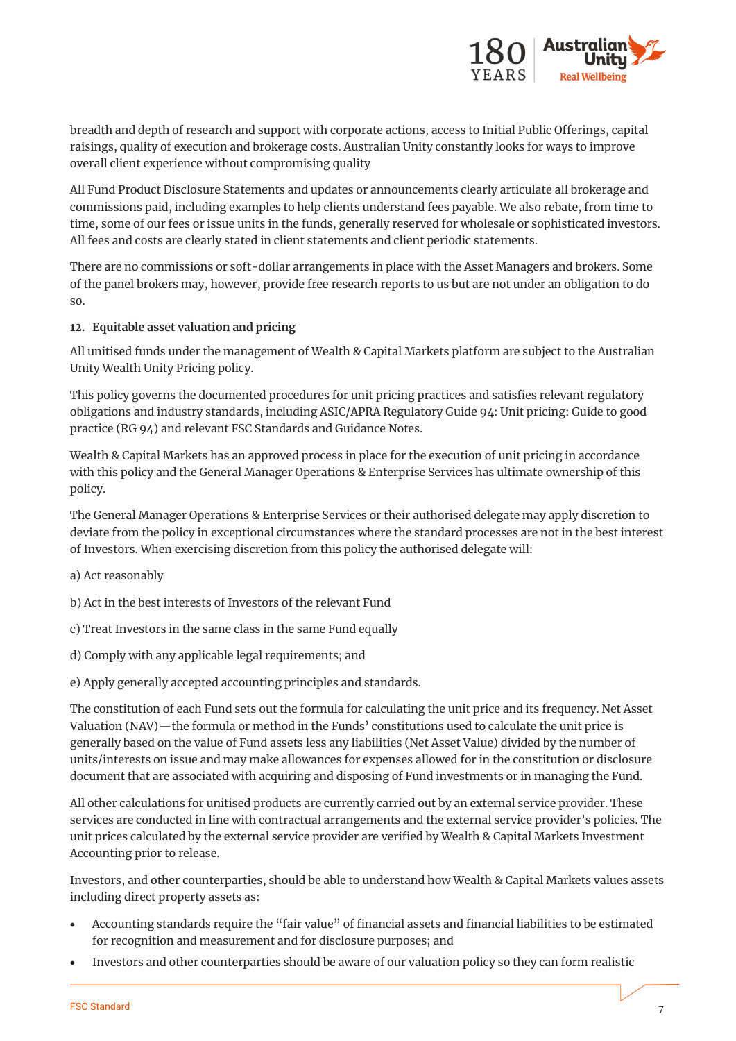breadth and depth of research and support with corporate actions, access to Initial Public Offerings, capital raisings, quality of execution and brokerage costs. Australian Unity constantly looks for ways to improve overall client experience without compromising quality

All Fund Product Disclosure Statements and updates or announcements clearly articulate all brokerage and commissions paid, including examples to help clients understand fees payable. We also rebate, from time to time, some of our fees or issue units in the funds, generally reserved for wholesale or sophisticated investors. All fees and costs are clearly stated in client statements and client periodic statements.

There are no commissions or soft-dollar arrangements in place with the Asset Managers and brokers. Some of the panel brokers may, however, provide free research reports to us but are not under an obligation to do so.

**12. Equitable asset valuation and pricing**

All unitised funds under the management of Wealth & Capital Markets platform are subject to the Australian Unity Wealth Unity Pricing policy.

This policy governs the documented procedures for unit pricing practices and satisfies relevant regulatory obligations and industry standards, including ASIC/APRA Regulatory Guide 94: Unit pricing: Guide to good practice (RG 94) and relevant FSC Standards and Guidance Notes.

Wealth & Capital Markets has an approved process in place for the execution of unit pricing in accordance with this policy and the General Manager Operations & Enterprise Services has ultimate ownership of this policy.

The General Manager Operations & Enterprise Services or their authorised delegate may apply discretion to deviate from the policy in exceptional circumstances where the standard processes are not in the best interest of Investors. When exercising discretion from this policy the authorised delegate will:

a) Act reasonably

b) Act in the best interests of Investors of the relevant Fund

c) Treat Investors in the same class in the same Fund equally

d) Comply with any applicable legal requirements; and

e) Apply generally accepted accounting principles and standards.

The constitution of each Fund sets out the formula for calculating the unit price and its frequency. Net Asset Valuation (NAV)—the formula or method in the Funds' constitutions used to calculate the unit price is generally based on the value of Fund assets less any liabilities (Net Asset Value) divided by the number of units/interests on issue and may make allowances for expenses allowed for in the constitution or disclosure document that are associated with acquiring and disposing of Fund investments or in managing the Fund.

All other calculations for unitised products are currently carried out by an external service provider. These services are conducted in line with contractual arrangements and the external service provider's policies. The unit prices calculated by the external service provider are verified by Wealth & Capital Markets Investment Accounting prior to release.

Investors, and other counterparties, should be able to understand how Wealth & Capital Markets values assets including direct property assets as:

- Accounting standards require the "fair value" of financial assets and financial liabilities to be estimated for recognition and measurement and for disclosure purposes; and
- Investors and other counterparties should be aware of our valuation policy so they can form realistic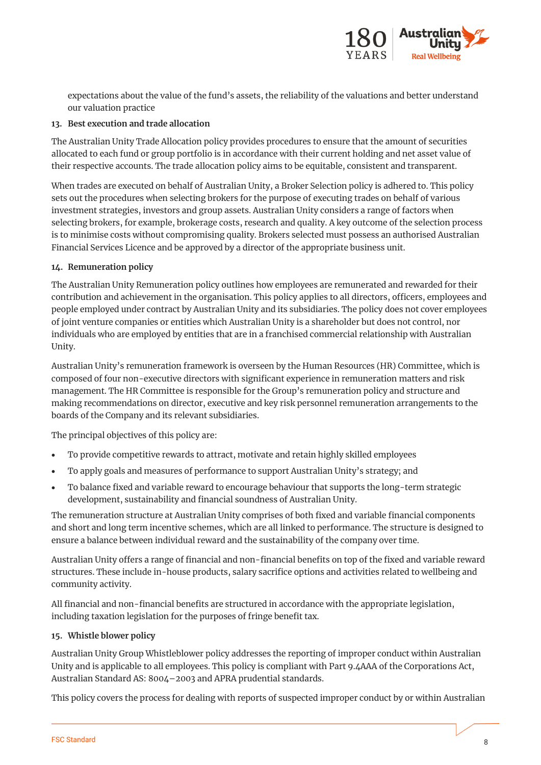expectations about the value of the fund's assets, the reliability of the valuations and better understand our valuation practice

**13. Best execution and trade allocation**

The Australian Unity Trade Allocation policy provides procedures to ensure that the amount of securities allocated to each fund or group portfolio is in accordance with their current holding and net asset value of their respective accounts. The trade allocation policy aims to be equitable, consistent and transparent.

When trades are executed on behalf of Australian Unity, a Broker Selection policy is adhered to. This policy sets out the procedures when selecting brokers for the purpose of executing trades on behalf of various investment strategies, investors and group assets. Australian Unity considers a range of factors when selecting brokers, for example, brokerage costs, research and quality. A key outcome of the selection process is to minimise costs without compromising quality. Brokers selected must possess an authorised Australian Financial Services Licence and be approved by a director of the appropriate business unit.

**14. Remuneration policy**

The Australian Unity Remuneration policy outlines how employees are remunerated and rewarded for their contribution and achievement in the organisation. This policy applies to all directors, officers, employees and people employed under contract by Australian Unity and its subsidiaries. The policy does not cover employees of joint venture companies or entities which Australian Unity is a shareholder but does not control, nor individuals who are employed by entities that are in a franchised commercial relationship with Australian Unity.

Australian Unity's remuneration framework is overseen by the Human Resources (HR) Committee, which is composed of four non-executive directors with significant experience in remuneration matters and risk management. The HR Committee is responsible for the Group's remuneration policy and structure and making recommendations on director, executive and key risk personnel remuneration arrangements to the boards of the Company and its relevant subsidiaries.

The principal objectives of this policy are:

- To provide competitive rewards to attract, motivate and retain highly skilled employees
- To apply goals and measures of performance to support Australian Unity's strategy; and
- To balance fixed and variable reward to encourage behaviour that supports the long-term strategic development, sustainability and financial soundness of Australian Unity.

The remuneration structure at Australian Unity comprises of both fixed and variable financial components and short and long term incentive schemes, which are all linked to performance. The structure is designed to ensure a balance between individual reward and the sustainability of the company over time.

Australian Unity offers a range of financial and non-financial benefits on top of the fixed and variable reward structures. These include in-house products, salary sacrifice options and activities related to wellbeing and community activity.

All financial and non-financial benefits are structured in accordance with the appropriate legislation, including taxation legislation for the purposes of fringe benefit tax.

**15. Whistle blower policy**

Australian Unity Group Whistleblower policy addresses the reporting of improper conduct within Australian Unity and is applicable to all employees. This policy is compliant with Part 9.4AAA of the Corporations Act, Australian Standard AS: 8004–2003 and APRA prudential standards.

This policy covers the process for dealing with reports of suspected improper conduct by or within Australian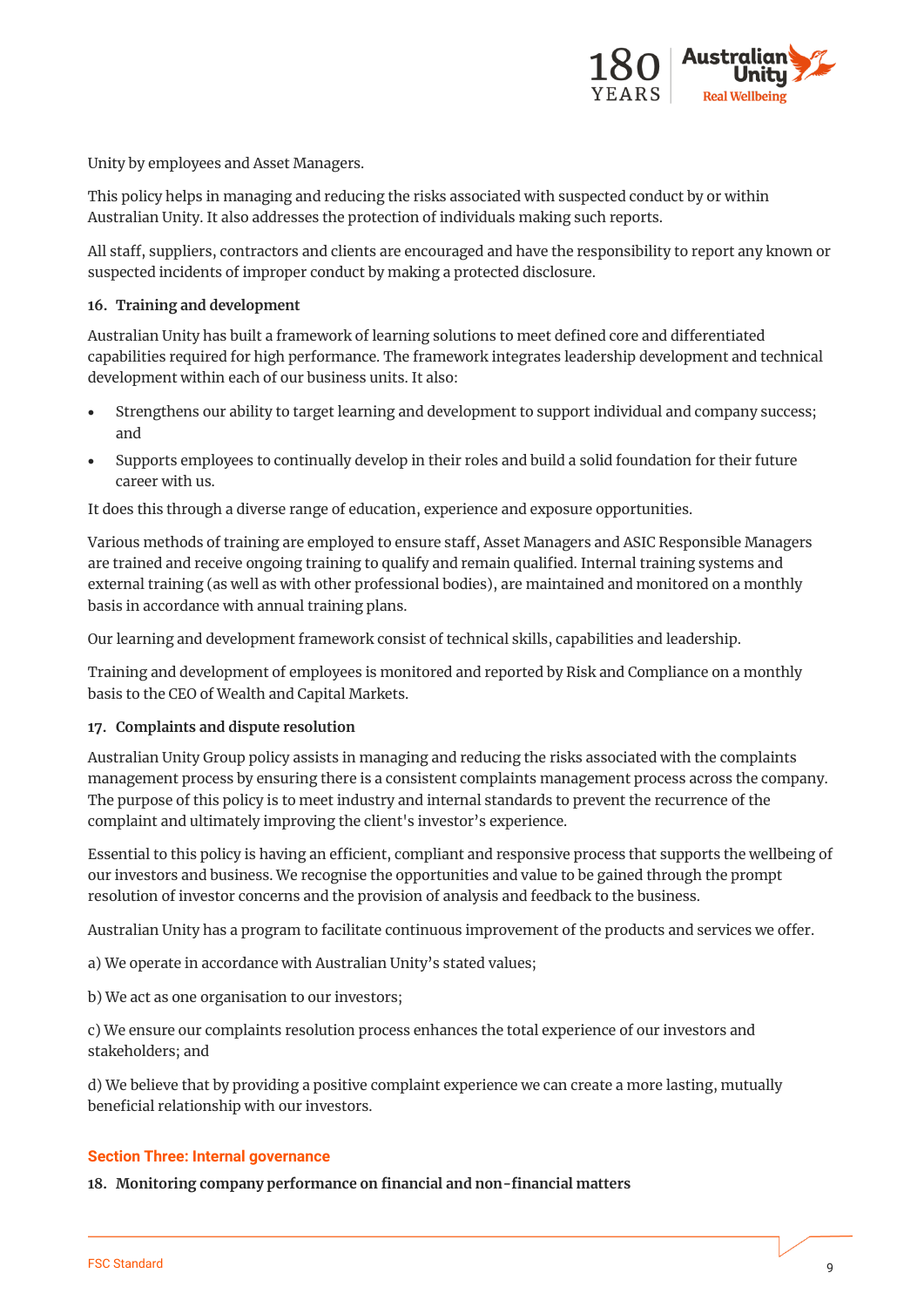Unity by employees and Asset Managers.

This policy helps in managing and reducing the risks associated with suspected conduct by or within Australian Unity. It also addresses the protection of individuals making such reports.

All staff, suppliers, contractors and clients are encouraged and have the responsibility to report any known or suspected incidents of improper conduct by making a protected disclosure.

### 16. Training and development

Australian Unity has built a framework of learning solutions to meet defined core and differentiated capabilities required for high performance. The framework integrates leadership development and technical development within each of our business units. It also:

- Strengthens our ability to target learning and development to support individual and company success; and
- Supports employees to continually develop in their roles and build a solid foundation for their future career with us.

It does this through a diverse range of education, experience and exposure opportunities.

Various methods of training are employed to ensure staff, Asset Managers and ASIC Responsible Managers are trained and receive ongoing training to qualify and remain qualified. Internal training systems and external training (as well as with other professional bodies), are maintained and monitored on a monthly basis in accordance with annual training plans.

Our learning and development framework consist of technical skills, capabilities and leadership.

Training and development of employees is monitored and reported by Risk and Compliance on a monthly basis to the CEO of Wealth and Capital Markets.

### 17. Complaints and dispute resolution

Australian Unity Group policy assists in managing and reducing the risks associated with the complaints management process by ensuring there is a consistent complaints management process across the company. The purpose of this policy is to meet industry and internal standards to prevent the recurrence of the complaint and ultimately improving the client's investor's experience.

Essential to this policy is having an efficient, compliant and responsive process that supports the wellbeing of our investors and business. We recognise the opportunities and value to be gained through the prompt resolution of investor concerns and the provision of analysis and feedback to the business.

Australian Unity has a program to facilitate continuous improvement of the products and services we offer.

a) We operate in accordance with Australian Unity's stated values;

b) We act as one organisation to our investors;

c) We ensure our complaints resolution process enhances the total experience of our investors and stakeholders; and

d) We believe that by providing a positive complaint experience we can create a more lasting, mutually beneficial relationship with our investors.

## Section Three: Internal governance

### 18. Monitoring company performance on financial and non-financial matters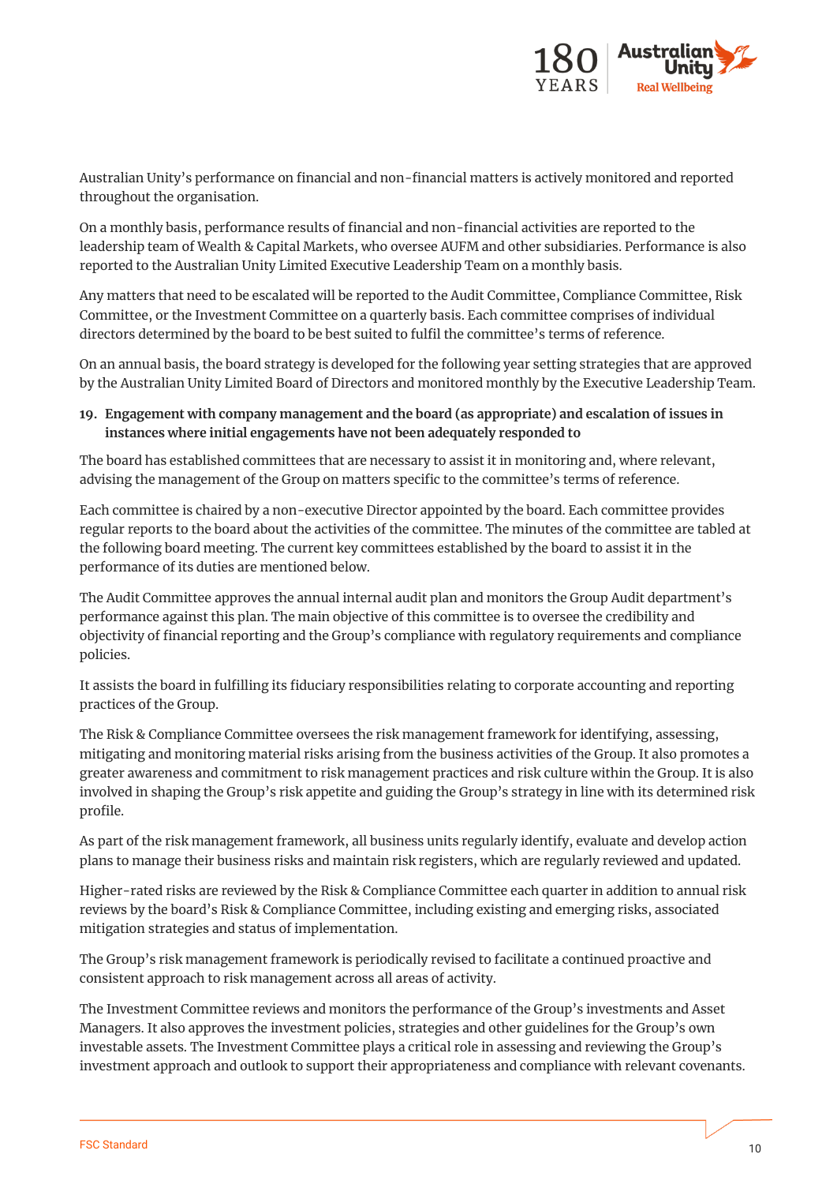Australian Unity's performance on financial and non-financial matters is actively monitored and reported throughout the organisation.

On a monthly basis, performance results of financial and non-financial activities are reported to the leadership team of Wealth & Capital Markets, who oversee AUFM and other subsidiaries. Performance is also reported to the Australian Unity Limited Executive Leadership Team on a monthly basis.

Any matters that need to be escalated will be reported to the Audit Committee, Compliance Committee, Risk Committee, or the Investment Committee on a quarterly basis. Each committee comprises of individual directors determined by the board to be best suited to fulfil the committee's terms of reference.

On an annual basis, the board strategy is developed for the following year setting strategies that are approved by the Australian Unity Limited Board of Directors and monitored monthly by the Executive Leadership Team.

**19. Engagement with company management and the board (as appropriate) and escalation of issues in instances where initial engagements have not been adequately responded to**

The board has established committees that are necessary to assist it in monitoring and, where relevant, advising the management of the Group on matters specific to the committee's terms of reference.

Each committee is chaired by a non-executive Director appointed by the board. Each committee provides regular reports to the board about the activities of the committee. The minutes of the committee are tabled at the following board meeting. The current key committees established by the board to assist it in the performance of its duties are mentioned below.

The Audit Committee approves the annual internal audit plan and monitors the Group Audit department's performance against this plan. The main objective of this committee is to oversee the credibility and objectivity of financial reporting and the Group's compliance with regulatory requirements and compliance policies.

It assists the board in fulfilling its fiduciary responsibilities relating to corporate accounting and reporting practices of the Group.

The Risk & Compliance Committee oversees the risk management framework for identifying, assessing, mitigating and monitoring material risks arising from the business activities of the Group. It also promotes a greater awareness and commitment to risk management practices and risk culture within the Group. It is also involved in shaping the Group's risk appetite and guiding the Group's strategy in line with its determined risk profile.

As part of the risk management framework, all business units regularly identify, evaluate and develop action plans to manage their business risks and maintain risk registers, which are regularly reviewed and updated.

Higher-rated risks are reviewed by the Risk & Compliance Committee each quarter in addition to annual risk reviews by the board's Risk & Compliance Committee, including existing and emerging risks, associated mitigation strategies and status of implementation.

The Group's risk management framework is periodically revised to facilitate a continued proactive and consistent approach to risk management across all areas of activity.

The Investment Committee reviews and monitors the performance of the Group's investments and Asset Managers. It also approves the investment policies, strategies and other guidelines for the Group's own investable assets. The Investment Committee plays a critical role in assessing and reviewing the Group's investment approach and outlook to support their appropriateness and compliance with relevant covenants.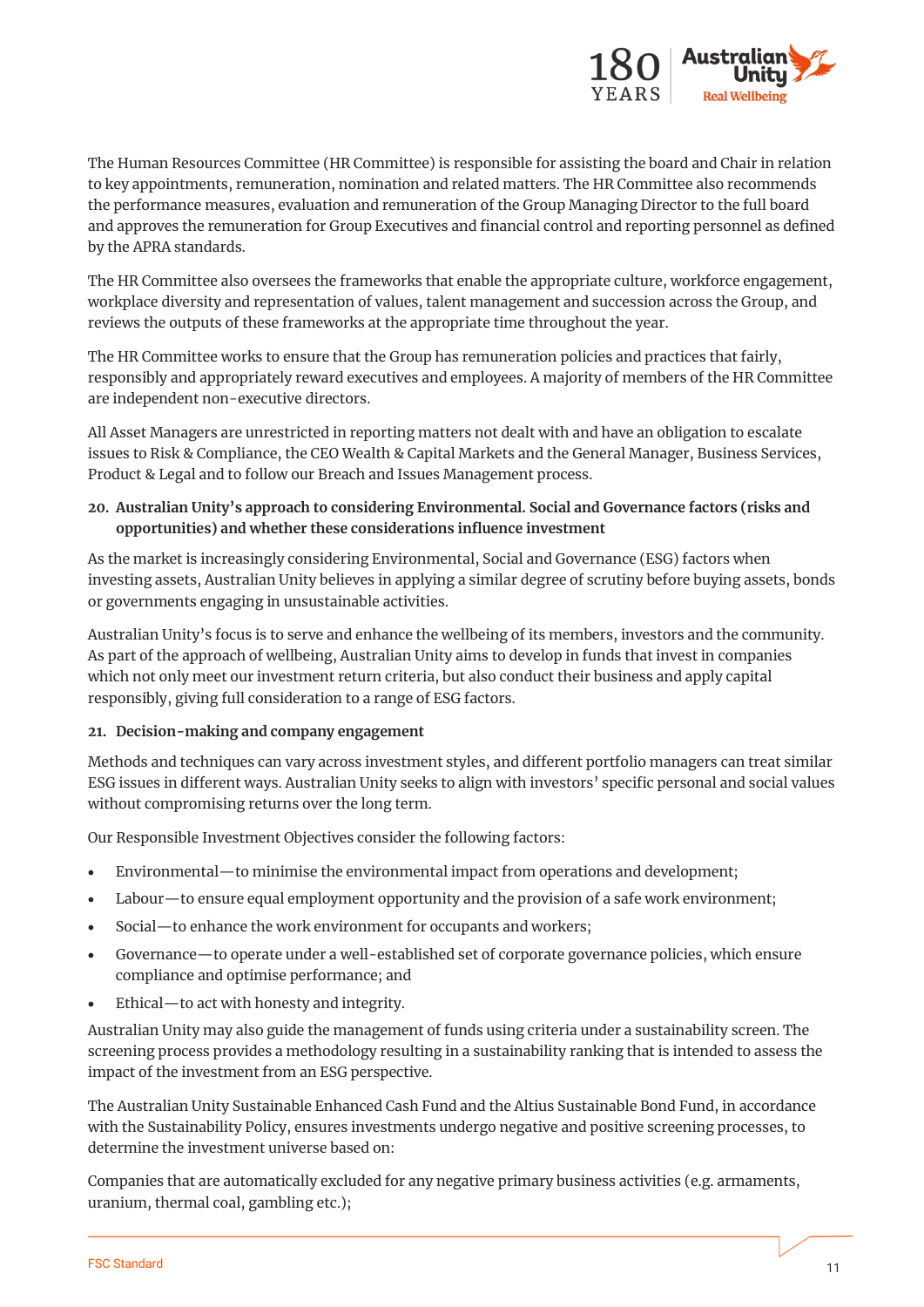The Human Resources Committee (HR Committee) is responsible for assisting the board and Chair in relation to key appointments, remuneration, nomination and related matters. The HR Committee also recommends the performance measures, evaluation and remuneration of the Group Managing Director to the full board and approves the remuneration for Group Executives and financial control and reporting personnel as defined by the APRA standards.

The HR Committee also oversees the frameworks that enable the appropriate culture, workforce engagement, workplace diversity and representation of values, talent management and succession across the Group, and reviews the outputs of these frameworks at the appropriate time throughout the year.

The HR Committee works to ensure that the Group has remuneration policies and practices that fairly, responsibly and appropriately reward executives and employees. A majority of members of the HR Committee are independent non-executive directors.

All Asset Managers are unrestricted in reporting matters not dealt with and have an obligation to escalate issues to Risk & Compliance, the CEO Wealth & Capital Markets and the General Manager, Business Services, Product & Legal and to follow our Breach and Issues Management process.

### 20. Australian Unity's approach to considering Environmental. Social and Governance factors (risks and opportunities) and whether these considerations influence investment

As the market is increasingly considering Environmental, Social and Governance (ESG) factors when investing assets, Australian Unity believes in applying a similar degree of scrutiny before buying assets, bonds or governments engaging in unsustainable activities.

Australian Unity's focus is to serve and enhance the wellbeing of its members, investors and the community. As part of the approach of wellbeing, Australian Unity aims to develop in funds that invest in companies which not only meet our investment return criteria, but also conduct their business and apply capital responsibly, giving full consideration to a range of ESG factors.

### 21. Decision-making and company engagement

Methods and techniques can vary across investment styles, and different portfolio managers can treat similar ESG issues in different ways. Australian Unity seeks to align with investors' specific personal and social values without compromising returns over the long term.

Our Responsible Investment Objectives consider the following factors:

- Environmental—to minimise the environmental impact from operations and development;
- Labour—to ensure equal employment opportunity and the provision of a safe work environment;
- Social—to enhance the work environment for occupants and workers;
- Governance—to operate under a well-established set of corporate governance policies, which ensure compliance and optimise performance; and
- Ethical—to act with honesty and integrity.

Australian Unity may also guide the management of funds using criteria under a sustainability screen. The screening process provides a methodology resulting in a sustainability ranking that is intended to assess the impact of the investment from an ESG perspective.

The Australian Unity Sustainable Enhanced Cash Fund and the Altius Sustainable Bond Fund, in accordance with the Sustainability Policy, ensures investments undergo negative and positive screening processes, to determine the investment universe based on:

Companies that are automatically excluded for any negative primary business activities (e.g. armaments, uranium, thermal coal, gambling etc.);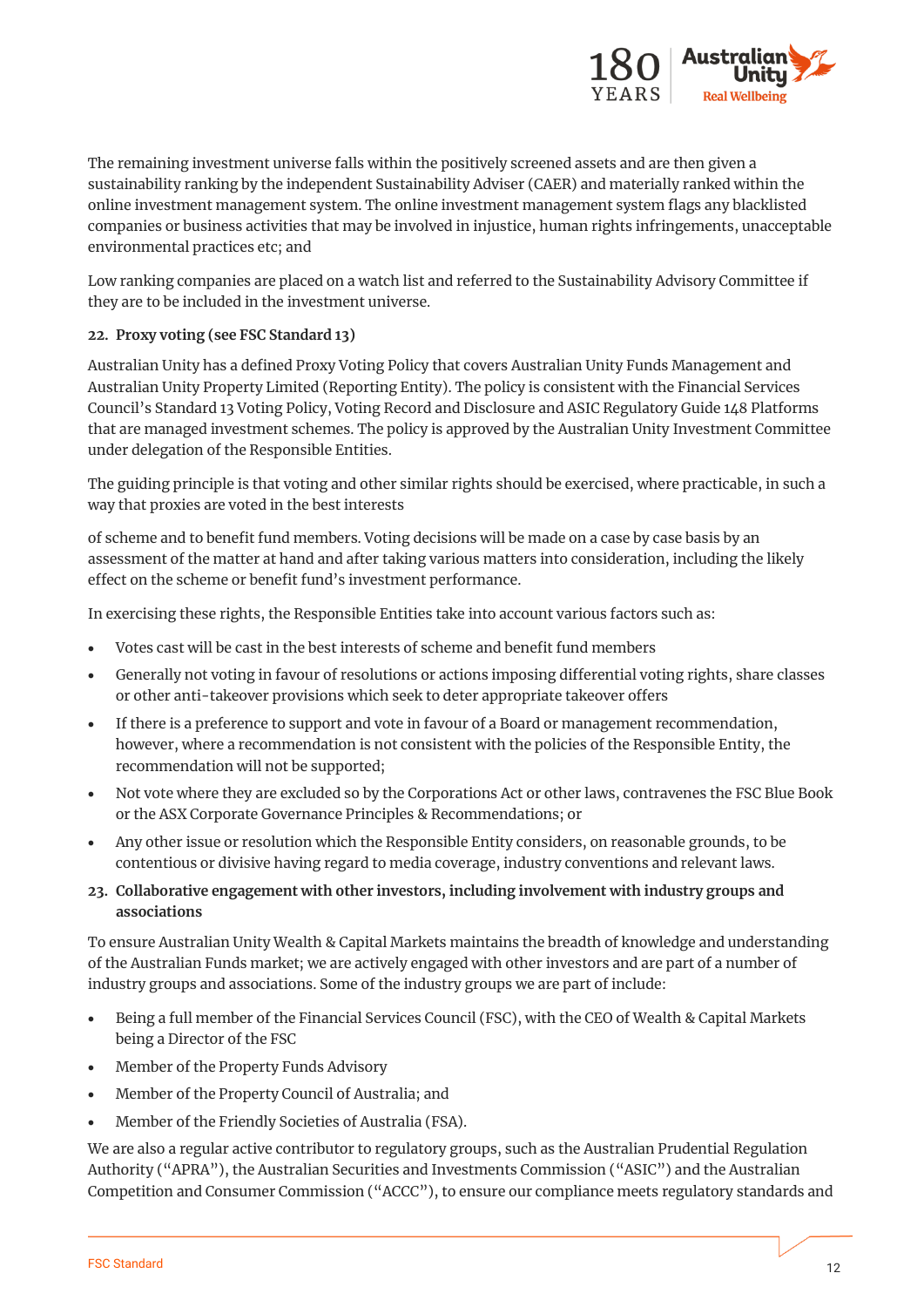The remaining investment universe falls within the positively screened assets and are then given a sustainability ranking by the independent Sustainability Adviser (CAER) and materially ranked within the online investment management system. The online investment management system flags any blacklisted companies or business activities that may be involved in injustice, human rights infringements, unacceptable environmental practices etc; and

Low ranking companies are placed on a watch list and referred to the Sustainability Advisory Committee if they are to be included in the investment universe.

**22. Proxy voting (see FSC Standard 13)**

Australian Unity has a defined Proxy Voting Policy that covers Australian Unity Funds Management and Australian Unity Property Limited (Reporting Entity). The policy is consistent with the Financial Services Council's Standard 13 Voting Policy, Voting Record and Disclosure and ASIC Regulatory Guide 148 Platforms that are managed investment schemes. The policy is approved by the Australian Unity Investment Committee under delegation of the Responsible Entities.

The guiding principle is that voting and other similar rights should be exercised, where practicable, in such a way that proxies are voted in the best interests

of scheme and to benefit fund members. Voting decisions will be made on a case by case basis by an assessment of the matter at hand and after taking various matters into consideration, including the likely effect on the scheme or benefit fund's investment performance.

In exercising these rights, the Responsible Entities take into account various factors such as:

- Votes cast will be cast in the best interests of scheme and benefit fund members
- Generally not voting in favour of resolutions or actions imposing differential voting rights, share classes or other anti-takeover provisions which seek to deter appropriate takeover offers
- If there is a preference to support and vote in favour of a Board or management recommendation, however, where a recommendation is not consistent with the policies of the Responsible Entity, the recommendation will not be supported;
- Not vote where they are excluded so by the Corporations Act or other laws, contravenes the FSC Blue Book or the ASX Corporate Governance Principles & Recommendations; or
- Any other issue or resolution which the Responsible Entity considers, on reasonable grounds, to be contentious or divisive having regard to media coverage, industry conventions and relevant laws.

**23. Collaborative engagement with other investors, including involvement with industry groups and associations**

To ensure Australian Unity Wealth & Capital Markets maintains the breadth of knowledge and understanding of the Australian Funds market; we are actively engaged with other investors and are part of a number of industry groups and associations. Some of the industry groups we are part of include:

- Being a full member of the Financial Services Council (FSC), with the CEO of Wealth & Capital Markets being a Director of the FSC
- Member of the Property Funds Advisory
- Member of the Property Council of Australia; and
- Member of the Friendly Societies of Australia (FSA).

We are also a regular active contributor to regulatory groups, such as the Australian Prudential Regulation Authority ("APRA"), the Australian Securities and Investments Commission ("ASIC") and the Australian Competition and Consumer Commission ("ACCC"), to ensure our compliance meets regulatory standards and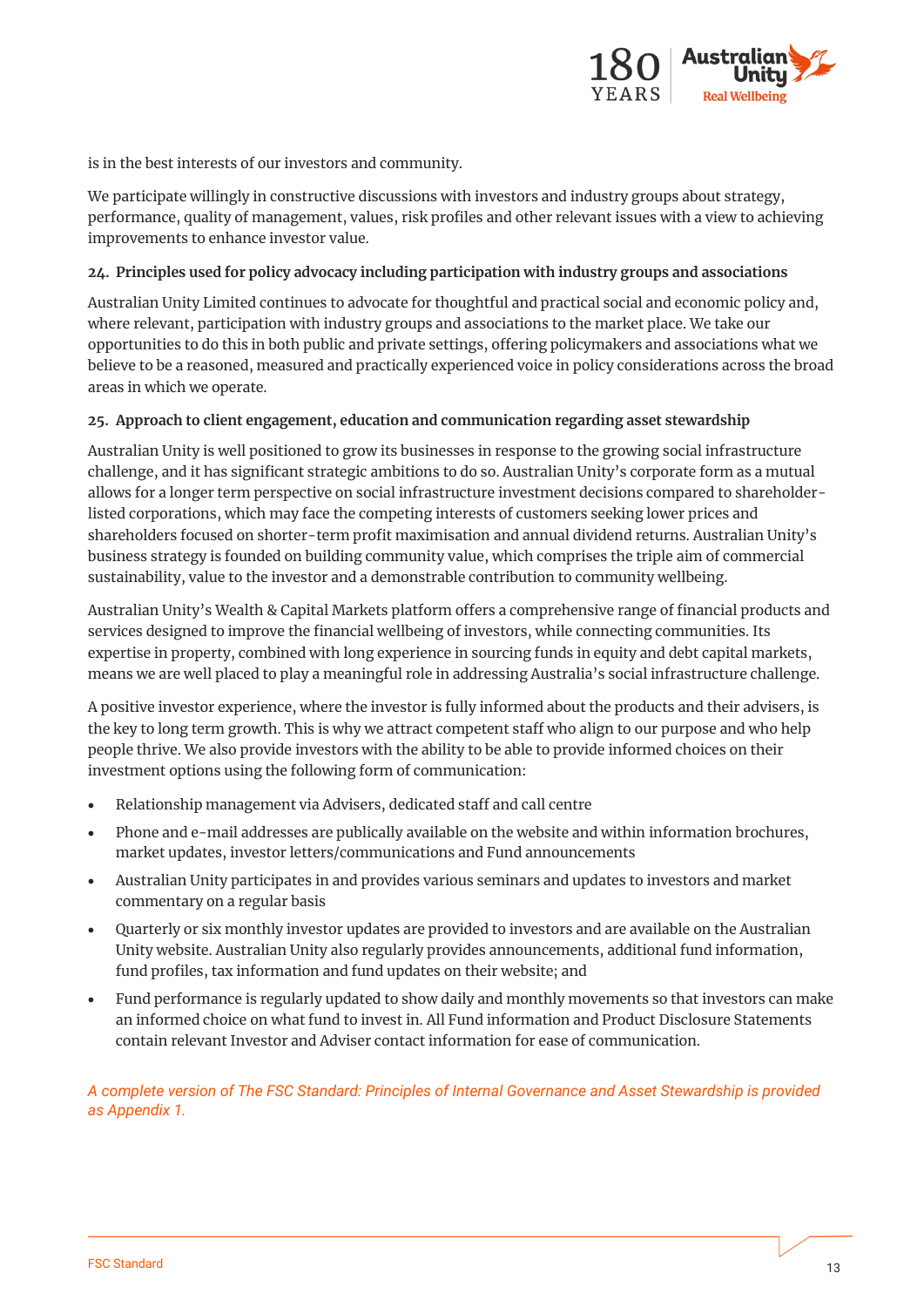is in the best interests of our investors and community.

We participate willingly in constructive discussions with investors and industry groups about strategy, performance, quality of management, values, risk profiles and other relevant issues with a view to achieving improvements to enhance investor value.

**24. Principles used for policy advocacy including participation with industry groups and associations**

Australian Unity Limited continues to advocate for thoughtful and practical social and economic policy and, where relevant, participation with industry groups and associations to the market place. We take our opportunities to do this in both public and private settings, offering policymakers and associations what we believe to be a reasoned, measured and practically experienced voice in policy considerations across the broad areas in which we operate.

**25. Approach to client engagement, education and communication regarding asset stewardship**

Australian Unity is well positioned to grow its businesses in response to the growing social infrastructure challenge, and it has significant strategic ambitions to do so. Australian Unity's corporate form as a mutual allows for a longer term perspective on social infrastructure investment decisions compared to shareholder-listed corporations, which may face the competing interests of customers seeking lower prices and shareholders focused on shorter-term profit maximisation and annual dividend returns. Australian Unity's business strategy is founded on building community value, which comprises the triple aim of commercial sustainability, value to the investor and a demonstrable contribution to community wellbeing.

Australian Unity's Wealth & Capital Markets platform offers a comprehensive range of financial products and services designed to improve the financial wellbeing of investors, while connecting communities. Its expertise in property, combined with long experience in sourcing funds in equity and debt capital markets, means we are well placed to play a meaningful role in addressing Australia's social infrastructure challenge.

A positive investor experience, where the investor is fully informed about the products and their advisers, is the key to long term growth. This is why we attract competent staff who align to our purpose and who help people thrive. We also provide investors with the ability to be able to provide informed choices on their investment options using the following form of communication:

- Relationship management via Advisers, dedicated staff and call centre
- Phone and e-mail addresses are publically available on the website and within information brochures, market updates, investor letters/communications and Fund announcements
- Australian Unity participates in and provides various seminars and updates to investors and market commentary on a regular basis
- Quarterly or six monthly investor updates are provided to investors and are available on the Australian Unity website. Australian Unity also regularly provides announcements, additional fund information, fund profiles, tax information and fund updates on their website; and
- Fund performance is regularly updated to show daily and monthly movements so that investors can make an informed choice on what fund to invest in. All Fund information and Product Disclosure Statements contain relevant Investor and Adviser contact information for ease of communication.

*A complete version of The FSC Standard: Principles of Internal Governance and Asset Stewardship is provided as Appendix 1.*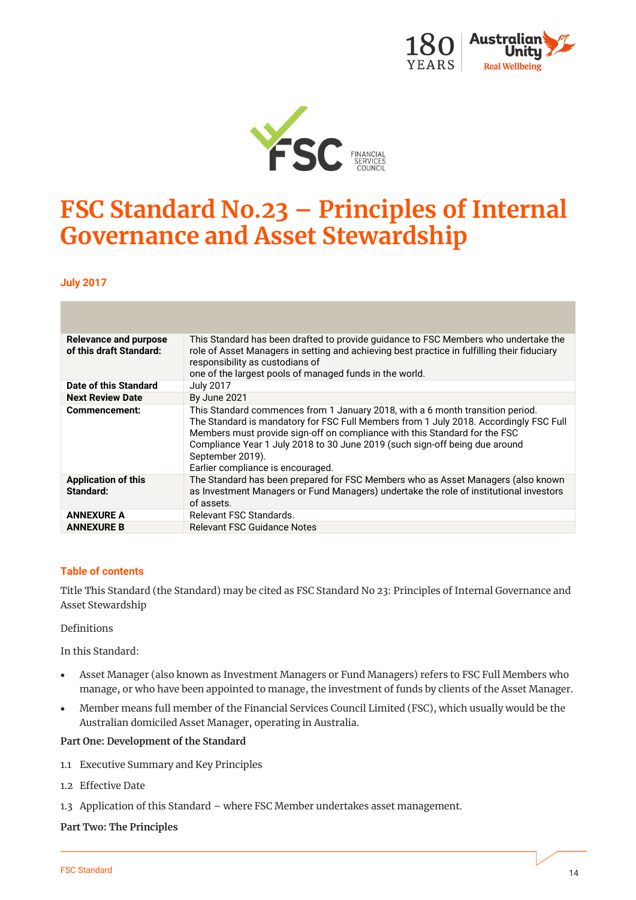# FSC Standard No.23 – Principles of Internal Governance and Asset Stewardship

**July 2017**

| | |
|---|---|
| **Relevance and purpose of this draft Standard:** | This Standard has been drafted to provide guidance to FSC Members who undertake the role of Asset Managers in setting and achieving best practice in fulfilling their fiduciary responsibility as custodians of one of the largest pools of managed funds in the world. |
| **Date of this Standard** | July 2017 |
| **Next Review Date** | By June 2021 |
| **Commencement:** | This Standard commences from 1 January 2018, with a 6 month transition period. The Standard is mandatory for FSC Full Members from 1 July 2018. Accordingly FSC Full Members must provide sign-off on compliance with this Standard for the FSC Compliance Year 1 July 2018 to 30 June 2019 (such sign-off being due around September 2019). Earlier compliance is encouraged. |
| **Application of this Standard:** | The Standard has been prepared for FSC Members who as Asset Managers (also known as Investment Managers or Fund Managers) undertake the role of institutional investors of assets. |
| **ANNEXURE A** | Relevant FSC Standards. |
| **ANNEXURE B** | Relevant FSC Guidance Notes |

## Table of contents

Title This Standard (the Standard) may be cited as FSC Standard No 23: Principles of Internal Governance and Asset Stewardship

Definitions

In this Standard:

- Asset Manager (also known as Investment Managers or Fund Managers) refers to FSC Full Members who manage, or who have been appointed to manage, the investment of funds by clients of the Asset Manager.
- Member means full member of the Financial Services Council Limited (FSC), which usually would be the Australian domiciled Asset Manager, operating in Australia.

**Part One: Development of the Standard**

1.1 Executive Summary and Key Principles

1.2 Effective Date

1.3 Application of this Standard – where FSC Member undertakes asset management.

**Part Two: The Principles**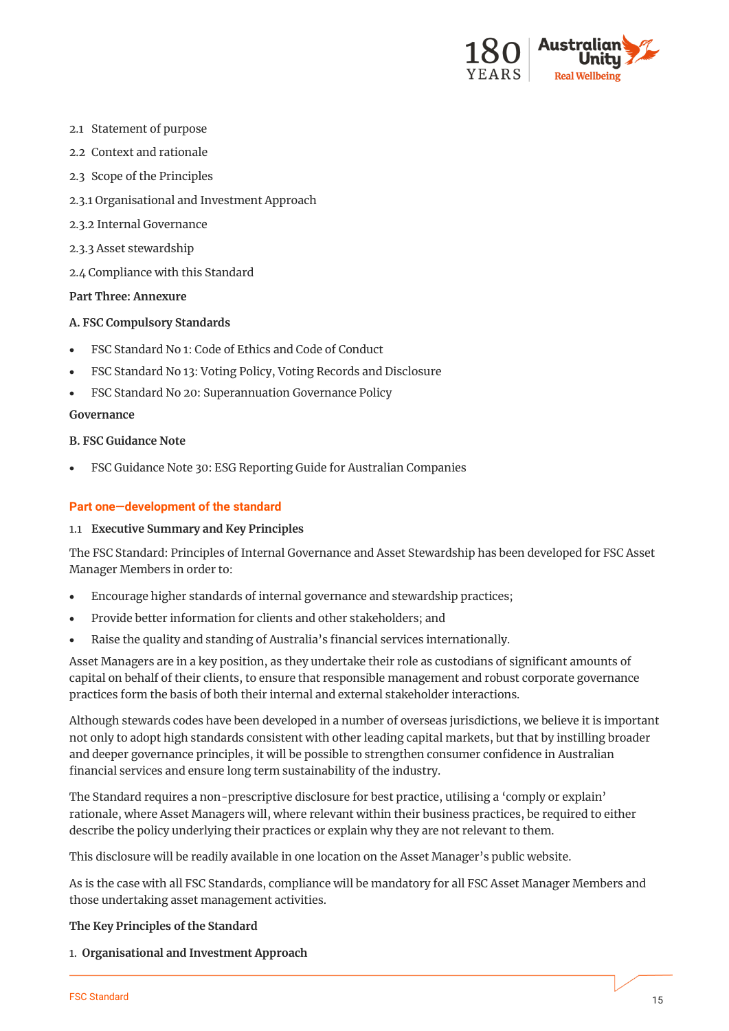2.1 Statement of purpose

2.2 Context and rationale

2.3 Scope of the Principles

2.3.1 Organisational and Investment Approach

2.3.2 Internal Governance

2.3.3 Asset stewardship

2.4 Compliance with this Standard

**Part Three: Annexure**

**A. FSC Compulsory Standards**

- FSC Standard No 1: Code of Ethics and Code of Conduct
- FSC Standard No 13: Voting Policy, Voting Records and Disclosure
- FSC Standard No 20: Superannuation Governance Policy

**Governance**

**B. FSC Guidance Note**

- FSC Guidance Note 30: ESG Reporting Guide for Australian Companies

## Part one—development of the standard

### 1.1 Executive Summary and Key Principles

The FSC Standard: Principles of Internal Governance and Asset Stewardship has been developed for FSC Asset Manager Members in order to:

- Encourage higher standards of internal governance and stewardship practices;
- Provide better information for clients and other stakeholders; and
- Raise the quality and standing of Australia's financial services internationally.

Asset Managers are in a key position, as they undertake their role as custodians of significant amounts of capital on behalf of their clients, to ensure that responsible management and robust corporate governance practices form the basis of both their internal and external stakeholder interactions.

Although stewards codes have been developed in a number of overseas jurisdictions, we believe it is important not only to adopt high standards consistent with other leading capital markets, but that by instilling broader and deeper governance principles, it will be possible to strengthen consumer confidence in Australian financial services and ensure long term sustainability of the industry.

The Standard requires a non-prescriptive disclosure for best practice, utilising a 'comply or explain' rationale, where Asset Managers will, where relevant within their business practices, be required to either describe the policy underlying their practices or explain why they are not relevant to them.

This disclosure will be readily available in one location on the Asset Manager's public website.

As is the case with all FSC Standards, compliance will be mandatory for all FSC Asset Manager Members and those undertaking asset management activities.

**The Key Principles of the Standard**

1. **Organisational and Investment Approach**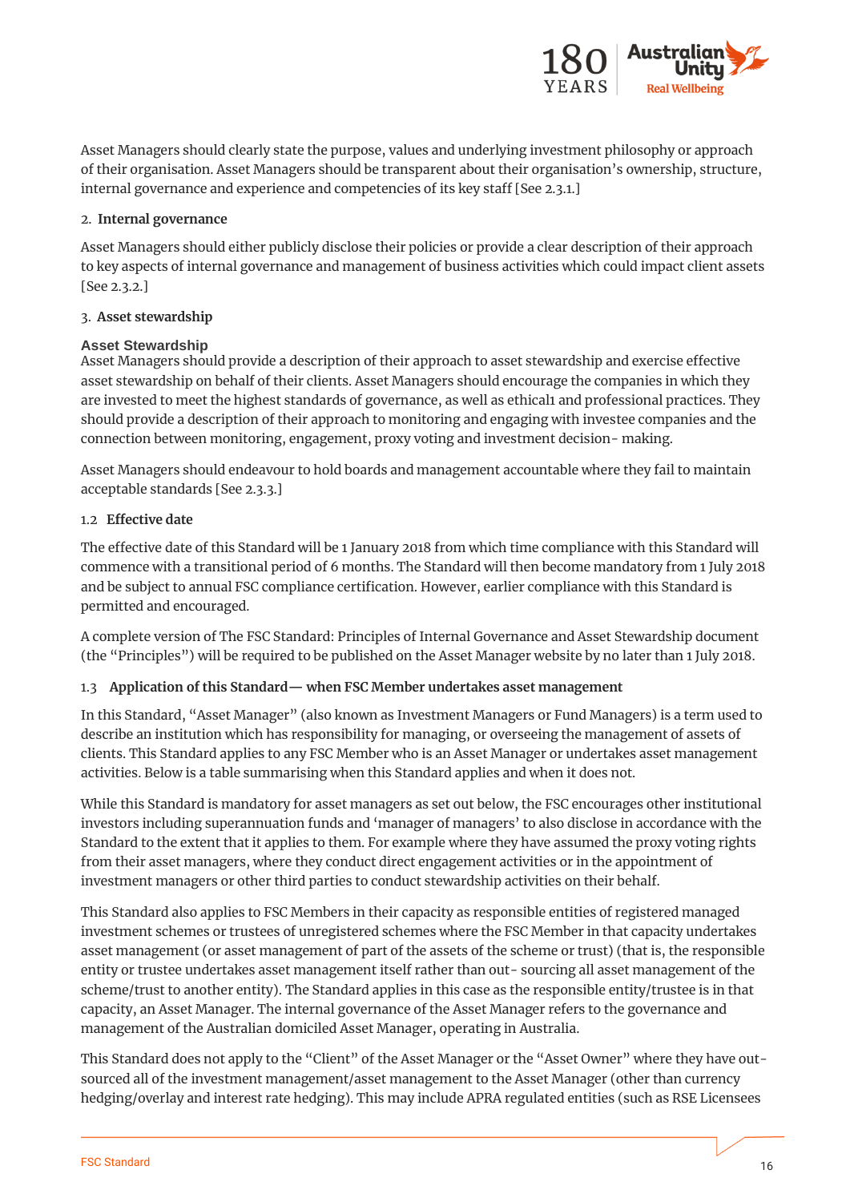Asset Managers should clearly state the purpose, values and underlying investment philosophy or approach of their organisation. Asset Managers should be transparent about their organisation's ownership, structure, internal governance and experience and competencies of its key staff [See 2.3.1.]

2. **Internal governance**

Asset Managers should either publicly disclose their policies or provide a clear description of their approach to key aspects of internal governance and management of business activities which could impact client assets [See 2.3.2.]

3. **Asset stewardship**

**Asset Stewardship**

Asset Managers should provide a description of their approach to asset stewardship and exercise effective asset stewardship on behalf of their clients. Asset Managers should encourage the companies in which they are invested to meet the highest standards of governance, as well as ethical1 and professional practices. They should provide a description of their approach to monitoring and engaging with investee companies and the connection between monitoring, engagement, proxy voting and investment decision- making.

Asset Managers should endeavour to hold boards and management accountable where they fail to maintain acceptable standards [See 2.3.3.]

### 1.2 Effective date

The effective date of this Standard will be 1 January 2018 from which time compliance with this Standard will commence with a transitional period of 6 months. The Standard will then become mandatory from 1 July 2018 and be subject to annual FSC compliance certification. However, earlier compliance with this Standard is permitted and encouraged.

A complete version of The FSC Standard: Principles of Internal Governance and Asset Stewardship document (the "Principles") will be required to be published on the Asset Manager website by no later than 1 July 2018.

### 1.3 Application of this Standard— when FSC Member undertakes asset management

In this Standard, "Asset Manager" (also known as Investment Managers or Fund Managers) is a term used to describe an institution which has responsibility for managing, or overseeing the management of assets of clients. This Standard applies to any FSC Member who is an Asset Manager or undertakes asset management activities. Below is a table summarising when this Standard applies and when it does not.

While this Standard is mandatory for asset managers as set out below, the FSC encourages other institutional investors including superannuation funds and 'manager of managers' to also disclose in accordance with the Standard to the extent that it applies to them. For example where they have assumed the proxy voting rights from their asset managers, where they conduct direct engagement activities or in the appointment of investment managers or other third parties to conduct stewardship activities on their behalf.

This Standard also applies to FSC Members in their capacity as responsible entities of registered managed investment schemes or trustees of unregistered schemes where the FSC Member in that capacity undertakes asset management (or asset management of part of the assets of the scheme or trust) (that is, the responsible entity or trustee undertakes asset management itself rather than out- sourcing all asset management of the scheme/trust to another entity). The Standard applies in this case as the responsible entity/trustee is in that capacity, an Asset Manager. The internal governance of the Asset Manager refers to the governance and management of the Australian domiciled Asset Manager, operating in Australia.

This Standard does not apply to the "Client" of the Asset Manager or the "Asset Owner" where they have out-sourced all of the investment management/asset management to the Asset Manager (other than currency hedging/overlay and interest rate hedging). This may include APRA regulated entities (such as RSE Licensees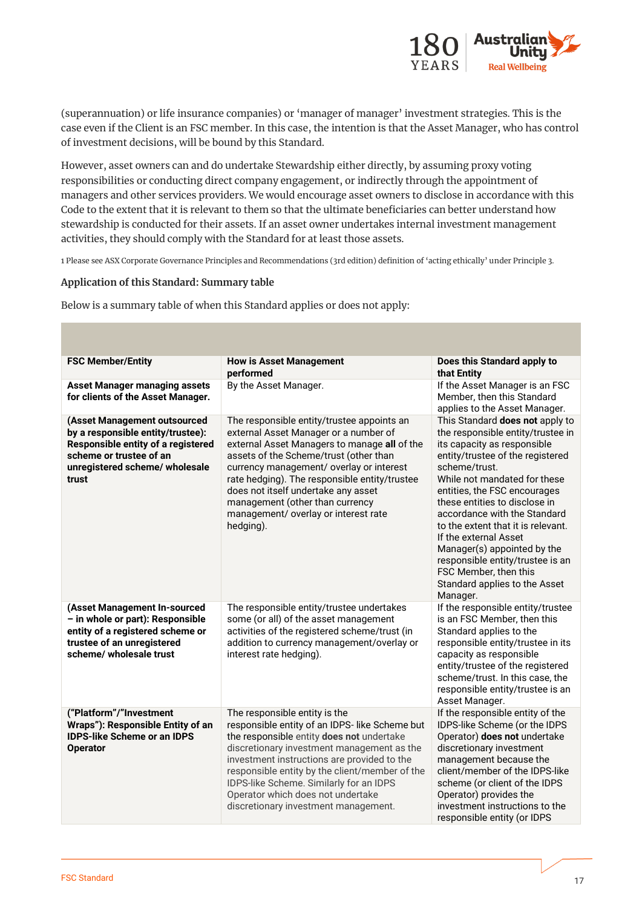(superannuation) or life insurance companies) or 'manager of manager' investment strategies. This is the case even if the Client is an FSC member. In this case, the intention is that the Asset Manager, who has control of investment decisions, will be bound by this Standard.

However, asset owners can and do undertake Stewardship either directly, by assuming proxy voting responsibilities or conducting direct company engagement, or indirectly through the appointment of managers and other services providers. We would encourage asset owners to disclose in accordance with this Code to the extent that it is relevant to them so that the ultimate beneficiaries can better understand how stewardship is conducted for their assets. If an asset owner undertakes internal investment management activities, they should comply with the Standard for at least those assets.

1 Please see ASX Corporate Governance Principles and Recommendations (3rd edition) definition of 'acting ethically' under Principle 3.

**Application of this Standard: Summary table**

Below is a summary table of when this Standard applies or does not apply:

| FSC Member/Entity | How is Asset Management performed | Does this Standard apply to that Entity |
|---|---|---|
| **Asset Manager managing assets for clients of the Asset Manager.** | By the Asset Manager. | If the Asset Manager is an FSC Member, then this Standard applies to the Asset Manager. |
| **(Asset Management outsourced by a responsible entity/trustee): Responsible entity of a registered scheme or trustee of an unregistered scheme/ wholesale trust** | The responsible entity/trustee appoints an external Asset Manager or a number of external Asset Managers to manage **all** of the assets of the Scheme/trust (other than currency management/ overlay or interest rate hedging). The responsible entity/trustee does not itself undertake any asset management (other than currency management/ overlay or interest rate hedging). | This Standard **does not** apply to the responsible entity/trustee in its capacity as responsible entity/trustee of the registered scheme/trust. While not mandated for these entities, the FSC encourages these entities to disclose in accordance with the Standard to the extent that it is relevant. If the external Asset Manager(s) appointed by the responsible entity/trustee is an FSC Member, then this Standard applies to the Asset Manager. |
| **(Asset Management In-sourced – in whole or part): Responsible entity of a registered scheme or trustee of an unregistered scheme/ wholesale trust** | The responsible entity/trustee undertakes some (or all) of the asset management activities of the registered scheme/trust (in addition to currency management/overlay or interest rate hedging). | If the responsible entity/trustee is an FSC Member, then this Standard applies to the responsible entity/trustee in its capacity as responsible entity/trustee of the registered scheme/trust. In this case, the responsible entity/trustee is an Asset Manager. |
| **("Platform"/"Investment Wraps"): Responsible Entity of an IDPS-like Scheme or an IDPS Operator** | The responsible entity is the responsible entity of an IDPS- like Scheme but the responsible entity **does not** undertake discretionary investment management as the investment instructions are provided to the responsible entity by the client/member of the IDPS-like Scheme. Similarly for an IDPS Operator which does not undertake discretionary investment management. | If the responsible entity of the IDPS-like Scheme (or the IDPS Operator) **does not** undertake discretionary investment management because the client/member of the IDPS-like scheme (or client of the IDPS Operator) provides the investment instructions to the responsible entity (or IDPS |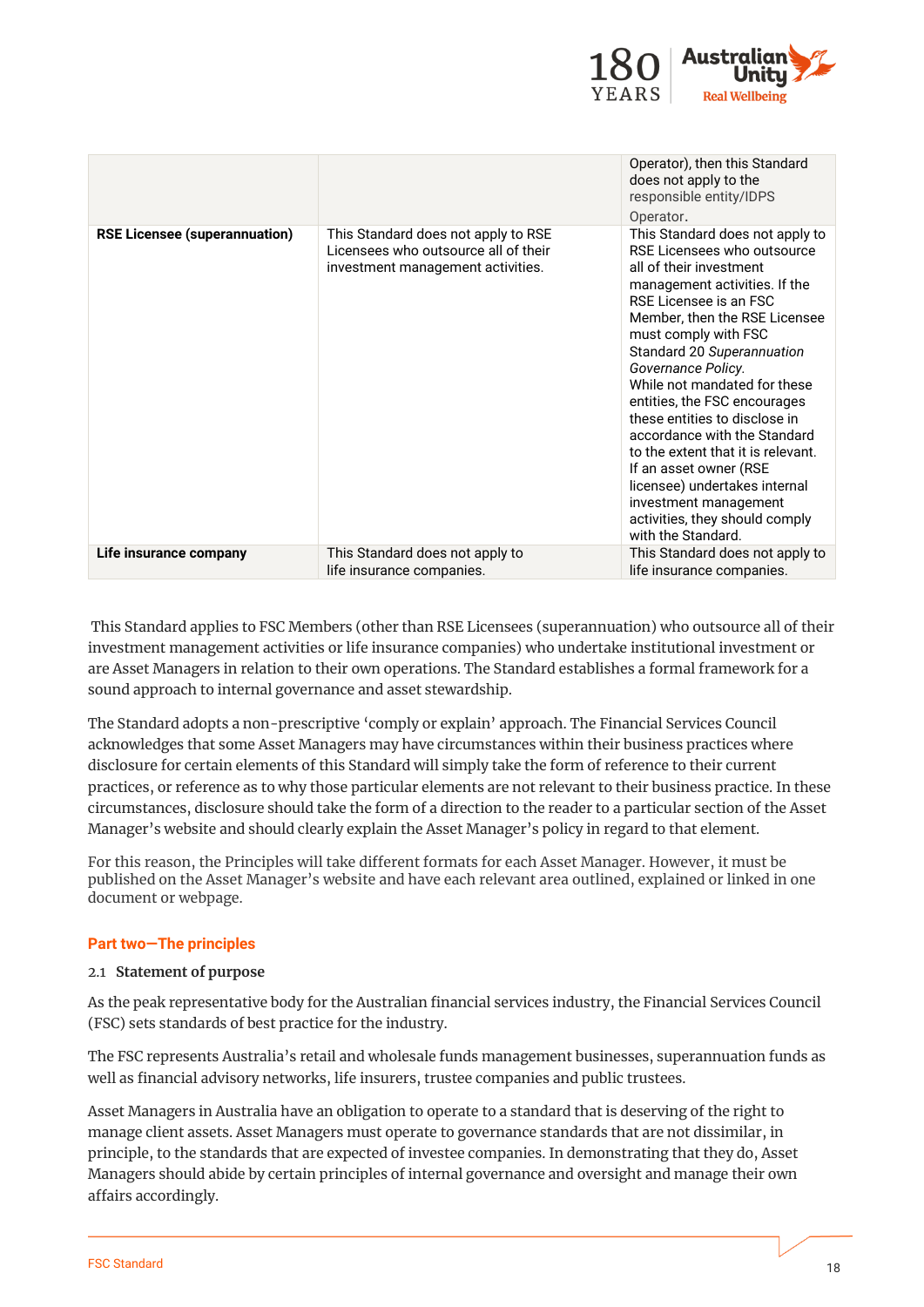| | | |
|---|---|---|
| | | Operator), then this Standard does not apply to the responsible entity/IDPS Operator. |
| **RSE Licensee (superannuation)** | This Standard does not apply to RSE Licensees who outsource all of their investment management activities. | This Standard does not apply to RSE Licensees who outsource all of their investment management activities. If the RSE Licensee is an FSC Member, then the RSE Licensee must comply with FSC Standard 20 *Superannuation Governance Policy*. While not mandated for these entities, the FSC encourages these entities to disclose in accordance with the Standard to the extent that it is relevant. If an asset owner (RSE licensee) undertakes internal investment management activities, they should comply with the Standard. |
| **Life insurance company** | This Standard does not apply to life insurance companies. | This Standard does not apply to life insurance companies. |

This Standard applies to FSC Members (other than RSE Licensees (superannuation) who outsource all of their investment management activities or life insurance companies) who undertake institutional investment or are Asset Managers in relation to their own operations. The Standard establishes a formal framework for a sound approach to internal governance and asset stewardship.

The Standard adopts a non-prescriptive 'comply or explain' approach. The Financial Services Council acknowledges that some Asset Managers may have circumstances within their business practices where disclosure for certain elements of this Standard will simply take the form of reference to their current practices, or reference as to why those particular elements are not relevant to their business practice. In these circumstances, disclosure should take the form of a direction to the reader to a particular section of the Asset Manager's website and should clearly explain the Asset Manager's policy in regard to that element.

For this reason, the Principles will take different formats for each Asset Manager. However, it must be published on the Asset Manager's website and have each relevant area outlined, explained or linked in one document or webpage.

## Part two—The principles

### 2.1 Statement of purpose

As the peak representative body for the Australian financial services industry, the Financial Services Council (FSC) sets standards of best practice for the industry.

The FSC represents Australia's retail and wholesale funds management businesses, superannuation funds as well as financial advisory networks, life insurers, trustee companies and public trustees.

Asset Managers in Australia have an obligation to operate to a standard that is deserving of the right to manage client assets. Asset Managers must operate to governance standards that are not dissimilar, in principle, to the standards that are expected of investee companies. In demonstrating that they do, Asset Managers should abide by certain principles of internal governance and oversight and manage their own affairs accordingly.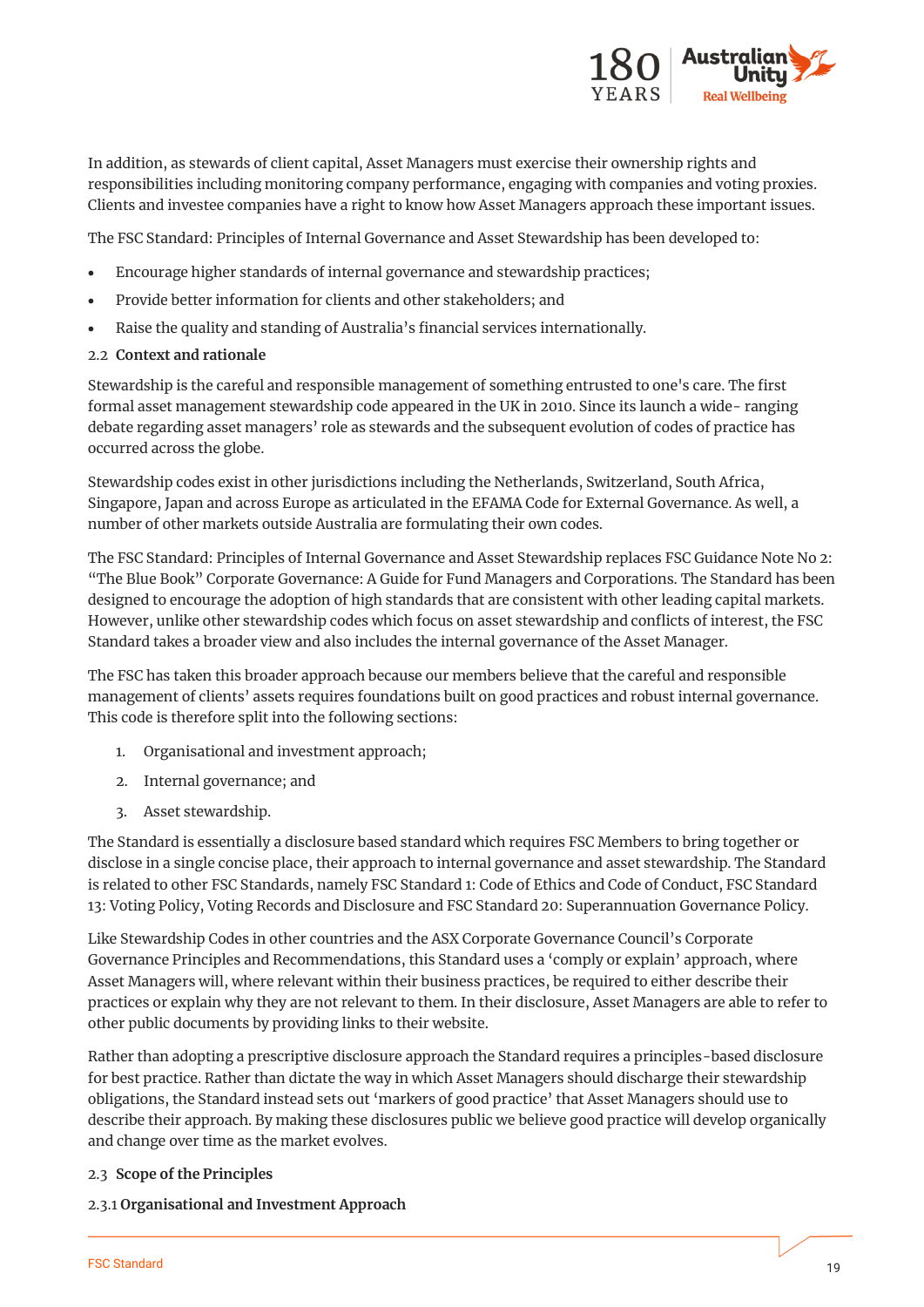In addition, as stewards of client capital, Asset Managers must exercise their ownership rights and responsibilities including monitoring company performance, engaging with companies and voting proxies. Clients and investee companies have a right to know how Asset Managers approach these important issues.

The FSC Standard: Principles of Internal Governance and Asset Stewardship has been developed to:

- Encourage higher standards of internal governance and stewardship practices;
- Provide better information for clients and other stakeholders; and
- Raise the quality and standing of Australia's financial services internationally.

### 2.2 Context and rationale

Stewardship is the careful and responsible management of something entrusted to one's care. The first formal asset management stewardship code appeared in the UK in 2010. Since its launch a wide- ranging debate regarding asset managers' role as stewards and the subsequent evolution of codes of practice has occurred across the globe.

Stewardship codes exist in other jurisdictions including the Netherlands, Switzerland, South Africa, Singapore, Japan and across Europe as articulated in the EFAMA Code for External Governance. As well, a number of other markets outside Australia are formulating their own codes.

The FSC Standard: Principles of Internal Governance and Asset Stewardship replaces FSC Guidance Note No 2: "The Blue Book" Corporate Governance: A Guide for Fund Managers and Corporations. The Standard has been designed to encourage the adoption of high standards that are consistent with other leading capital markets. However, unlike other stewardship codes which focus on asset stewardship and conflicts of interest, the FSC Standard takes a broader view and also includes the internal governance of the Asset Manager.

The FSC has taken this broader approach because our members believe that the careful and responsible management of clients' assets requires foundations built on good practices and robust internal governance. This code is therefore split into the following sections:

1. Organisational and investment approach;
2. Internal governance; and
3. Asset stewardship.

The Standard is essentially a disclosure based standard which requires FSC Members to bring together or disclose in a single concise place, their approach to internal governance and asset stewardship. The Standard is related to other FSC Standards, namely FSC Standard 1: Code of Ethics and Code of Conduct, FSC Standard 13: Voting Policy, Voting Records and Disclosure and FSC Standard 20: Superannuation Governance Policy.

Like Stewardship Codes in other countries and the ASX Corporate Governance Council's Corporate Governance Principles and Recommendations, this Standard uses a 'comply or explain' approach, where Asset Managers will, where relevant within their business practices, be required to either describe their practices or explain why they are not relevant to them. In their disclosure, Asset Managers are able to refer to other public documents by providing links to their website.

Rather than adopting a prescriptive disclosure approach the Standard requires a principles-based disclosure for best practice. Rather than dictate the way in which Asset Managers should discharge their stewardship obligations, the Standard instead sets out 'markers of good practice' that Asset Managers should use to describe their approach. By making these disclosures public we believe good practice will develop organically and change over time as the market evolves.

### 2.3 Scope of the Principles

#### 2.3.1 Organisational and Investment Approach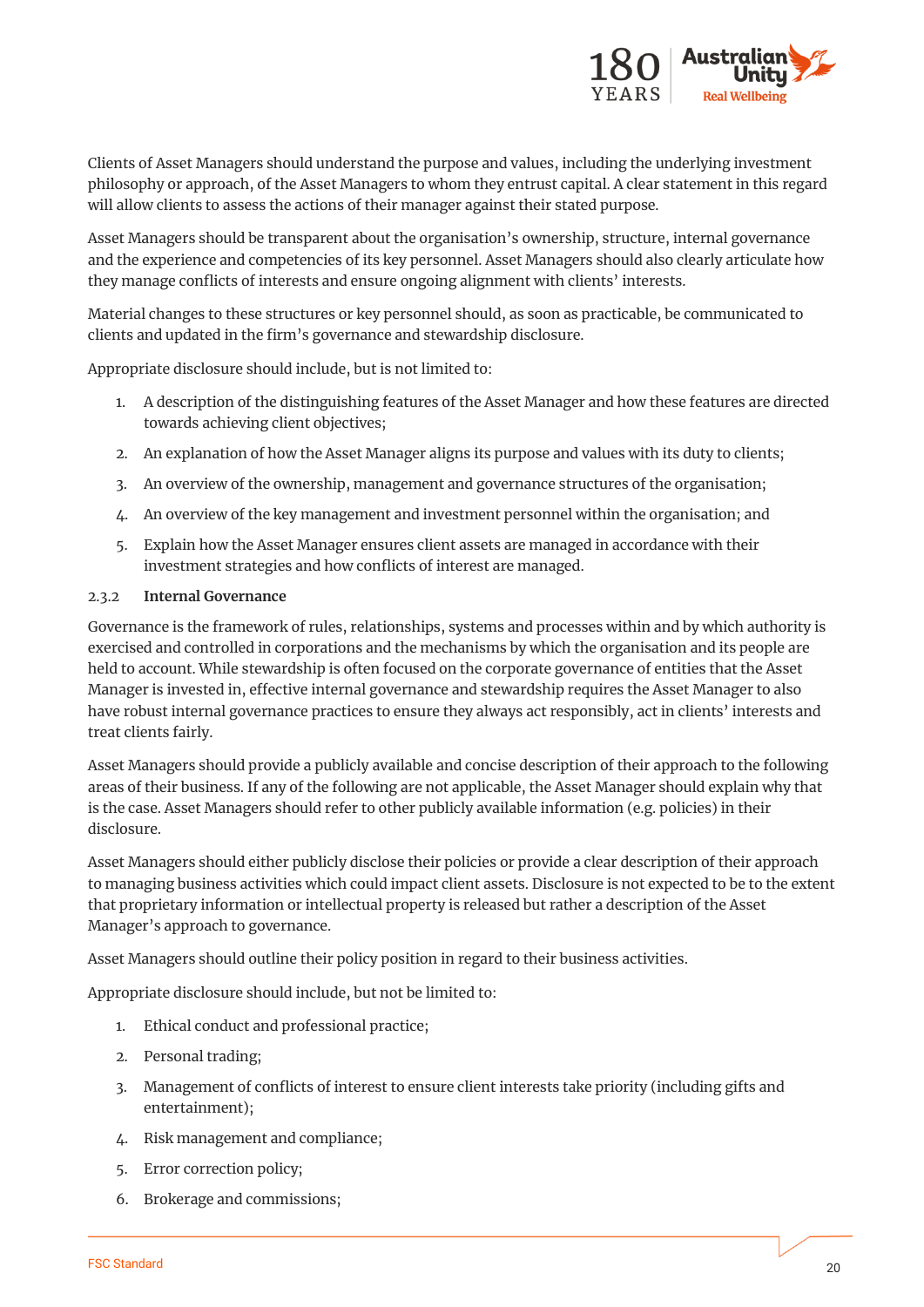Clients of Asset Managers should understand the purpose and values, including the underlying investment philosophy or approach, of the Asset Managers to whom they entrust capital. A clear statement in this regard will allow clients to assess the actions of their manager against their stated purpose.

Asset Managers should be transparent about the organisation's ownership, structure, internal governance and the experience and competencies of its key personnel. Asset Managers should also clearly articulate how they manage conflicts of interests and ensure ongoing alignment with clients' interests.

Material changes to these structures or key personnel should, as soon as practicable, be communicated to clients and updated in the firm's governance and stewardship disclosure.

Appropriate disclosure should include, but is not limited to:

1. A description of the distinguishing features of the Asset Manager and how these features are directed towards achieving client objectives;
2. An explanation of how the Asset Manager aligns its purpose and values with its duty to clients;
3. An overview of the ownership, management and governance structures of the organisation;
4. An overview of the key management and investment personnel within the organisation; and
5. Explain how the Asset Manager ensures client assets are managed in accordance with their investment strategies and how conflicts of interest are managed.

#### 2.3.2 Internal Governance

Governance is the framework of rules, relationships, systems and processes within and by which authority is exercised and controlled in corporations and the mechanisms by which the organisation and its people are held to account. While stewardship is often focused on the corporate governance of entities that the Asset Manager is invested in, effective internal governance and stewardship requires the Asset Manager to also have robust internal governance practices to ensure they always act responsibly, act in clients' interests and treat clients fairly.

Asset Managers should provide a publicly available and concise description of their approach to the following areas of their business. If any of the following are not applicable, the Asset Manager should explain why that is the case. Asset Managers should refer to other publicly available information (e.g. policies) in their disclosure.

Asset Managers should either publicly disclose their policies or provide a clear description of their approach to managing business activities which could impact client assets. Disclosure is not expected to be to the extent that proprietary information or intellectual property is released but rather a description of the Asset Manager's approach to governance.

Asset Managers should outline their policy position in regard to their business activities.

Appropriate disclosure should include, but not be limited to:

1. Ethical conduct and professional practice;
2. Personal trading;
3. Management of conflicts of interest to ensure client interests take priority (including gifts and entertainment);
4. Risk management and compliance;
5. Error correction policy;
6. Brokerage and commissions;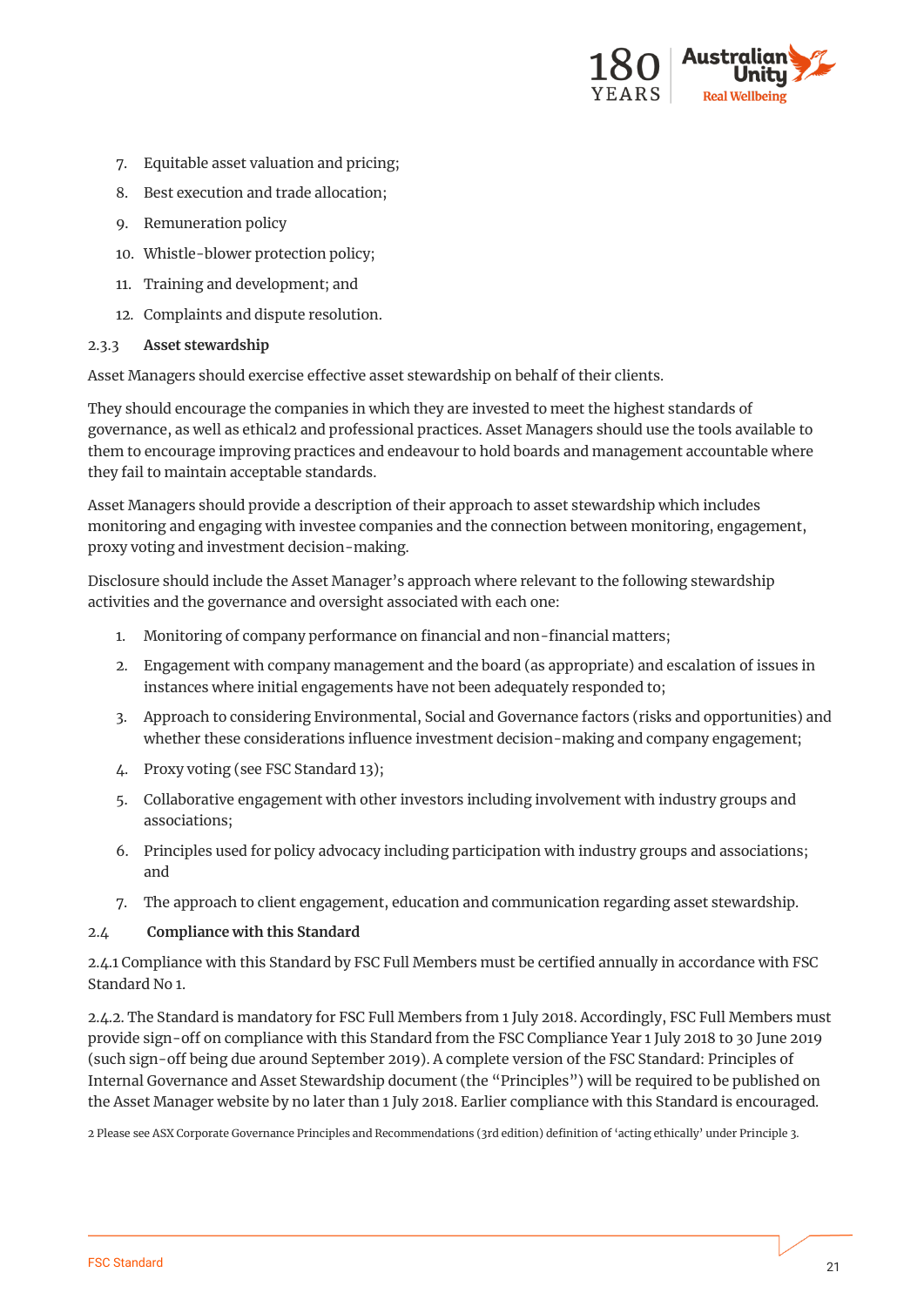7. Equitable asset valuation and pricing;
8. Best execution and trade allocation;
9. Remuneration policy
10. Whistle-blower protection policy;
11. Training and development; and
12. Complaints and dispute resolution.

### 2.3.3 Asset stewardship

Asset Managers should exercise effective asset stewardship on behalf of their clients.

They should encourage the companies in which they are invested to meet the highest standards of governance, as well as ethical[2] and professional practices. Asset Managers should use the tools available to them to encourage improving practices and endeavour to hold boards and management accountable where they fail to maintain acceptable standards.

Asset Managers should provide a description of their approach to asset stewardship which includes monitoring and engaging with investee companies and the connection between monitoring, engagement, proxy voting and investment decision-making.

Disclosure should include the Asset Manager's approach where relevant to the following stewardship activities and the governance and oversight associated with each one:

1. Monitoring of company performance on financial and non-financial matters;
2. Engagement with company management and the board (as appropriate) and escalation of issues in instances where initial engagements have not been adequately responded to;
3. Approach to considering Environmental, Social and Governance factors (risks and opportunities) and whether these considerations influence investment decision-making and company engagement;
4. Proxy voting (see FSC Standard 13);
5. Collaborative engagement with other investors including involvement with industry groups and associations;
6. Principles used for policy advocacy including participation with industry groups and associations; and
7. The approach to client engagement, education and communication regarding asset stewardship.

## 2.4 Compliance with this Standard

2.4.1 Compliance with this Standard by FSC Full Members must be certified annually in accordance with FSC Standard No 1.

2.4.2. The Standard is mandatory for FSC Full Members from 1 July 2018. Accordingly, FSC Full Members must provide sign-off on compliance with this Standard from the FSC Compliance Year 1 July 2018 to 30 June 2019 (such sign-off being due around September 2019). A complete version of the FSC Standard: Principles of Internal Governance and Asset Stewardship document (the "Principles") will be required to be published on the Asset Manager website by no later than 1 July 2018. Earlier compliance with this Standard is encouraged.

2 Please see ASX Corporate Governance Principles and Recommendations (3rd edition) definition of 'acting ethically' under Principle 3.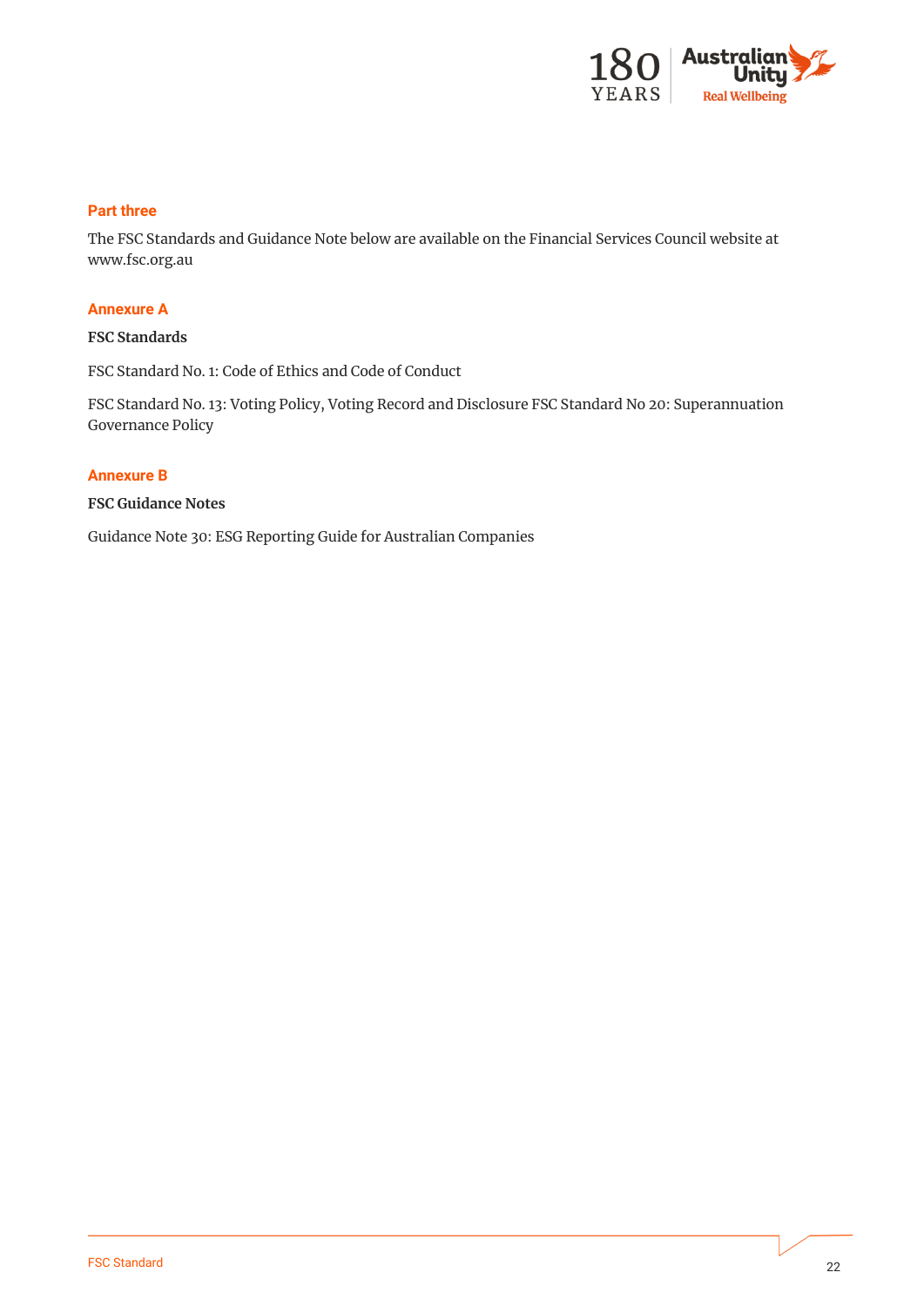## Part three

The FSC Standards and Guidance Note below are available on the Financial Services Council website at www.fsc.org.au

### Annexure A

**FSC Standards**

FSC Standard No. 1: Code of Ethics and Code of Conduct

FSC Standard No. 13: Voting Policy, Voting Record and Disclosure FSC Standard No 20: Superannuation Governance Policy

### Annexure B

**FSC Guidance Notes**

Guidance Note 30: ESG Reporting Guide for Australian Companies